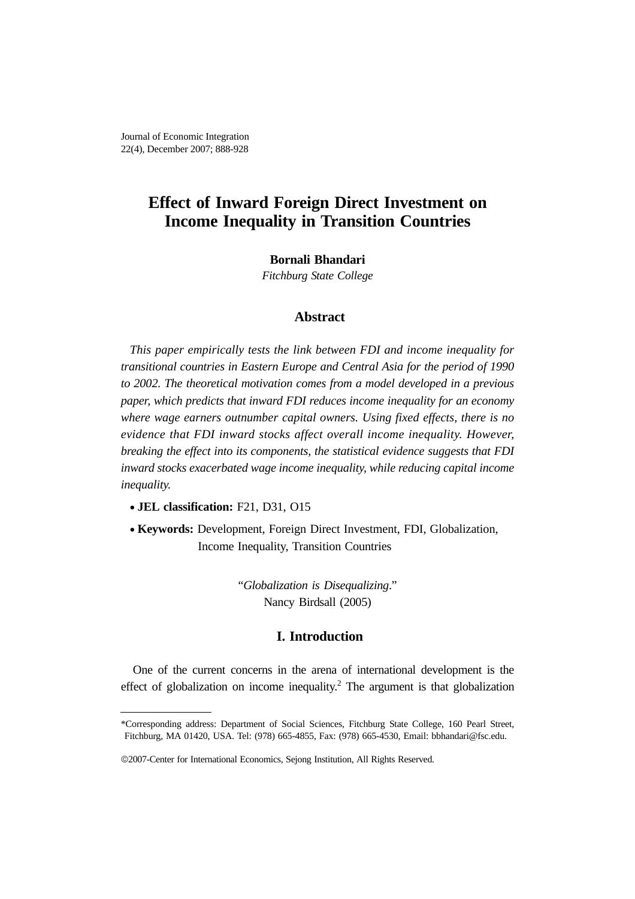# Effect of Inward Foreign Direct Investment on Income Inequality in Transition Countries

**Bornali Bhandari**

*Fitchburg State College*

## Abstract

*This paper empirically tests the link between FDI and income inequality for transitional countries in Eastern Europe and Central Asia for the period of 1990 to 2002. The theoretical motivation comes from a model developed in a previous paper, which predicts that inward FDI reduces income inequality for an economy where wage earners outnumber capital owners. Using fixed effects, there is no evidence that FDI inward stocks affect overall income inequality. However, breaking the effect into its components, the statistical evidence suggests that FDI inward stocks exacerbated wage income inequality, while reducing capital income inequality.*

- **JEL classification:** F21, D31, O15
- **Keywords:** Development, Foreign Direct Investment, FDI, Globalization, Income Inequality, Transition Countries

"*Globalization is Disequalizing*."
Nancy Birdsall (2005)

## I. Introduction

One of the current concerns in the arena of international development is the effect of globalization on income inequality.[2] The argument is that globalization

---

*Corresponding address: Department of Social Sciences, Fitchburg State College, 160 Pearl Street, Fitchburg, MA 01420, USA. Tel: (978) 665-4855, Fax: (978) 665-4530, Email: bbhandari@fsc.edu.

©2007-Center for International Economics, Sejong Institution, All Rights Reserved.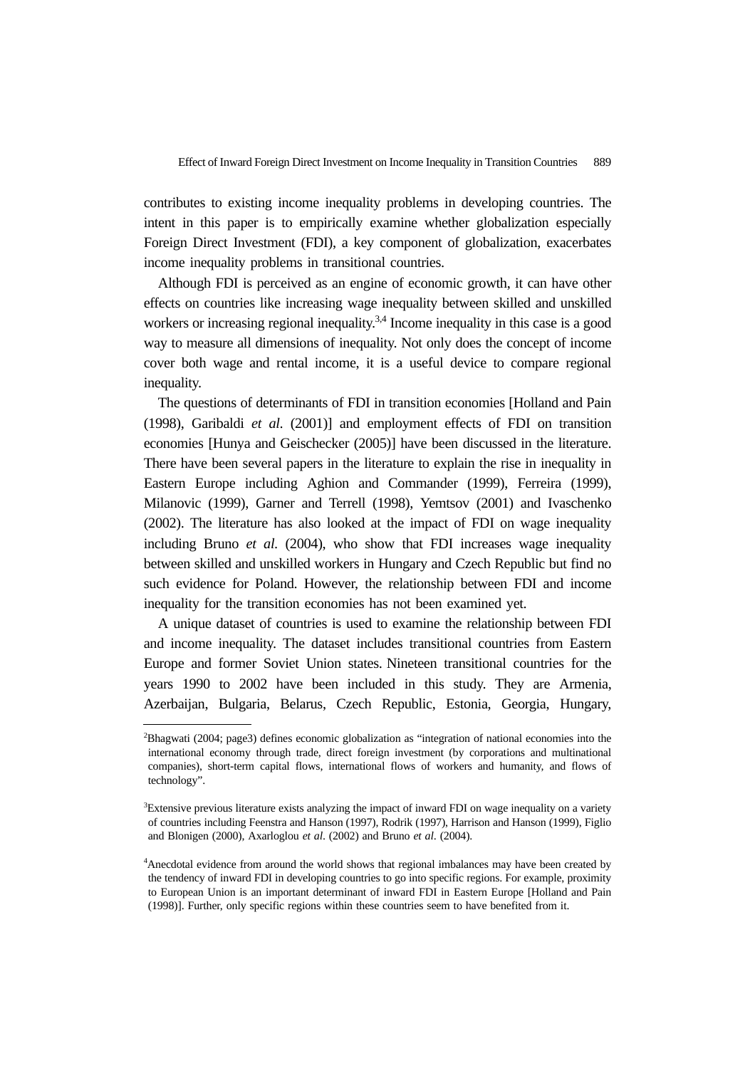contributes to existing income inequality problems in developing countries. The intent in this paper is to empirically examine whether globalization especially Foreign Direct Investment (FDI), a key component of globalization, exacerbates income inequality problems in transitional countries.

Although FDI is perceived as an engine of economic growth, it can have other effects on countries like increasing wage inequality between skilled and unskilled workers or increasing regional inequality.[3,4] Income inequality in this case is a good way to measure all dimensions of inequality. Not only does the concept of income cover both wage and rental income, it is a useful device to compare regional inequality.

The questions of determinants of FDI in transition economies [Holland and Pain (1998), Garibaldi *et al.* (2001)] and employment effects of FDI on transition economies [Hunya and Geischecker (2005)] have been discussed in the literature. There have been several papers in the literature to explain the rise in inequality in Eastern Europe including Aghion and Commander (1999), Ferreira (1999), Milanovic (1999), Garner and Terrell (1998), Yemtsov (2001) and Ivaschenko (2002). The literature has also looked at the impact of FDI on wage inequality including Bruno *et al.* (2004), who show that FDI increases wage inequality between skilled and unskilled workers in Hungary and Czech Republic but find no such evidence for Poland. However, the relationship between FDI and income inequality for the transition economies has not been examined yet.

A unique dataset of countries is used to examine the relationship between FDI and income inequality. The dataset includes transitional countries from Eastern Europe and former Soviet Union states. Nineteen transitional countries for the years 1990 to 2002 have been included in this study. They are Armenia, Azerbaijan, Bulgaria, Belarus, Czech Republic, Estonia, Georgia, Hungary,

---

[2]Bhagwati (2004; page3) defines economic globalization as "integration of national economies into the international economy through trade, direct foreign investment (by corporations and multinational companies), short-term capital flows, international flows of workers and humanity, and flows of technology".

[3]Extensive previous literature exists analyzing the impact of inward FDI on wage inequality on a variety of countries including Feenstra and Hanson (1997), Rodrik (1997), Harrison and Hanson (1999), Figlio and Blonigen (2000), Axarloglou *et al*. (2002) and Bruno *et al*. (2004).

[4]Anecdotal evidence from around the world shows that regional imbalances may have been created by the tendency of inward FDI in developing countries to go into specific regions. For example, proximity to European Union is an important determinant of inward FDI in Eastern Europe [Holland and Pain (1998)]. Further, only specific regions within these countries seem to have benefited from it.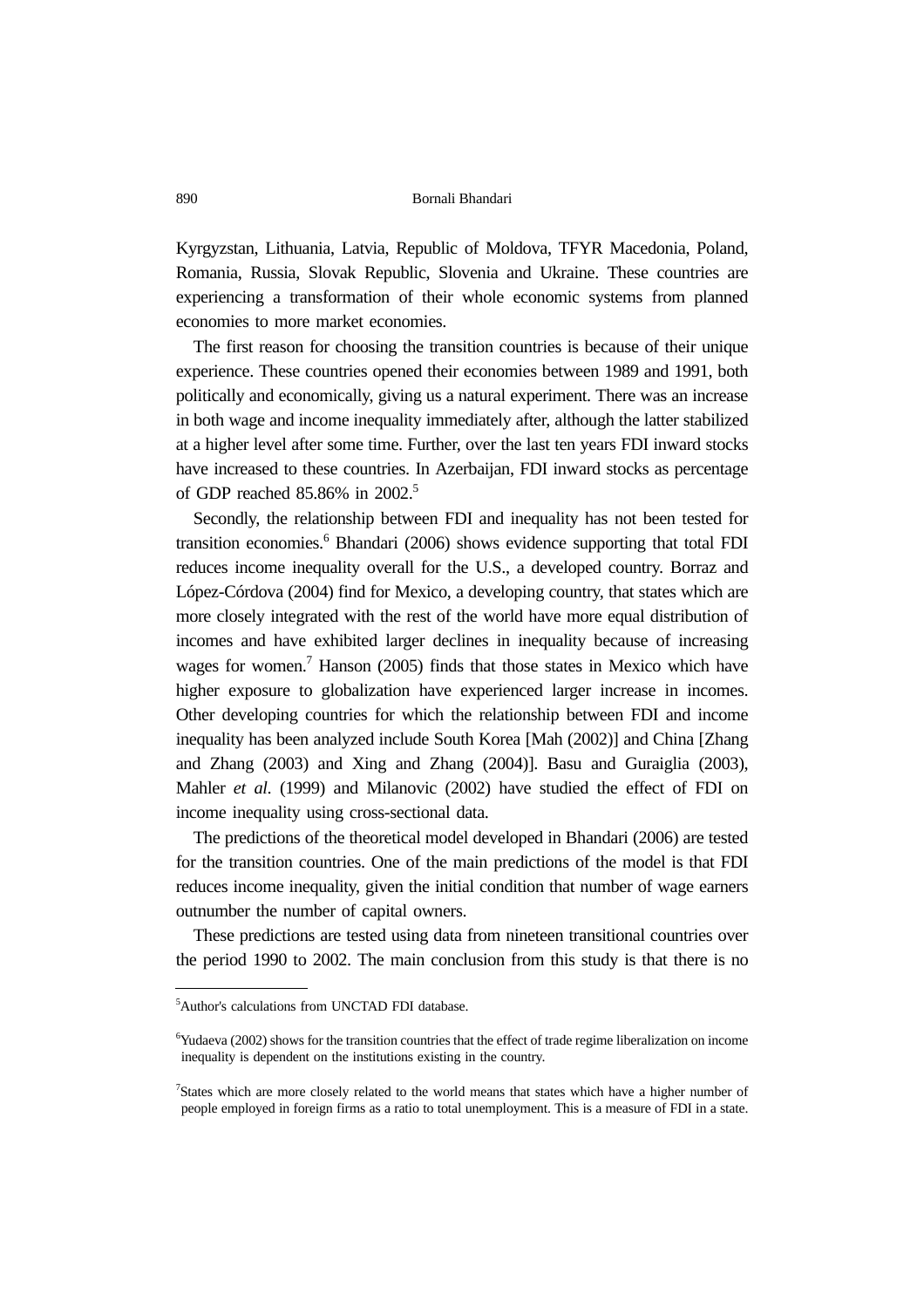Kyrgyzstan, Lithuania, Latvia, Republic of Moldova, TFYR Macedonia, Poland, Romania, Russia, Slovak Republic, Slovenia and Ukraine. These countries are experiencing a transformation of their whole economic systems from planned economies to more market economies.

The first reason for choosing the transition countries is because of their unique experience. These countries opened their economies between 1989 and 1991, both politically and economically, giving us a natural experiment. There was an increase in both wage and income inequality immediately after, although the latter stabilized at a higher level after some time. Further, over the last ten years FDI inward stocks have increased to these countries. In Azerbaijan, FDI inward stocks as percentage of GDP reached 85.86% in 2002.[5]

Secondly, the relationship between FDI and inequality has not been tested for transition economies.[6] Bhandari (2006) shows evidence supporting that total FDI reduces income inequality overall for the U.S., a developed country. Borraz and López-Córdova (2004) find for Mexico, a developing country, that states which are more closely integrated with the rest of the world have more equal distribution of incomes and have exhibited larger declines in inequality because of increasing wages for women.[7] Hanson (2005) finds that those states in Mexico which have higher exposure to globalization have experienced larger increase in incomes. Other developing countries for which the relationship between FDI and income inequality has been analyzed include South Korea [Mah (2002)] and China [Zhang and Zhang (2003) and Xing and Zhang (2004)]. Basu and Guraiglia (2003), Mahler *et al*. (1999) and Milanovic (2002) have studied the effect of FDI on income inequality using cross-sectional data.

The predictions of the theoretical model developed in Bhandari (2006) are tested for the transition countries. One of the main predictions of the model is that FDI reduces income inequality, given the initial condition that number of wage earners outnumber the number of capital owners.

These predictions are tested using data from nineteen transitional countries over the period 1990 to 2002. The main conclusion from this study is that there is no

---

[5] Author's calculations from UNCTAD FDI database.

[6] Yudaeva (2002) shows for the transition countries that the effect of trade regime liberalization on income inequality is dependent on the institutions existing in the country.

[7] States which are more closely related to the world means that states which have a higher number of people employed in foreign firms as a ratio to total unemployment. This is a measure of FDI in a state.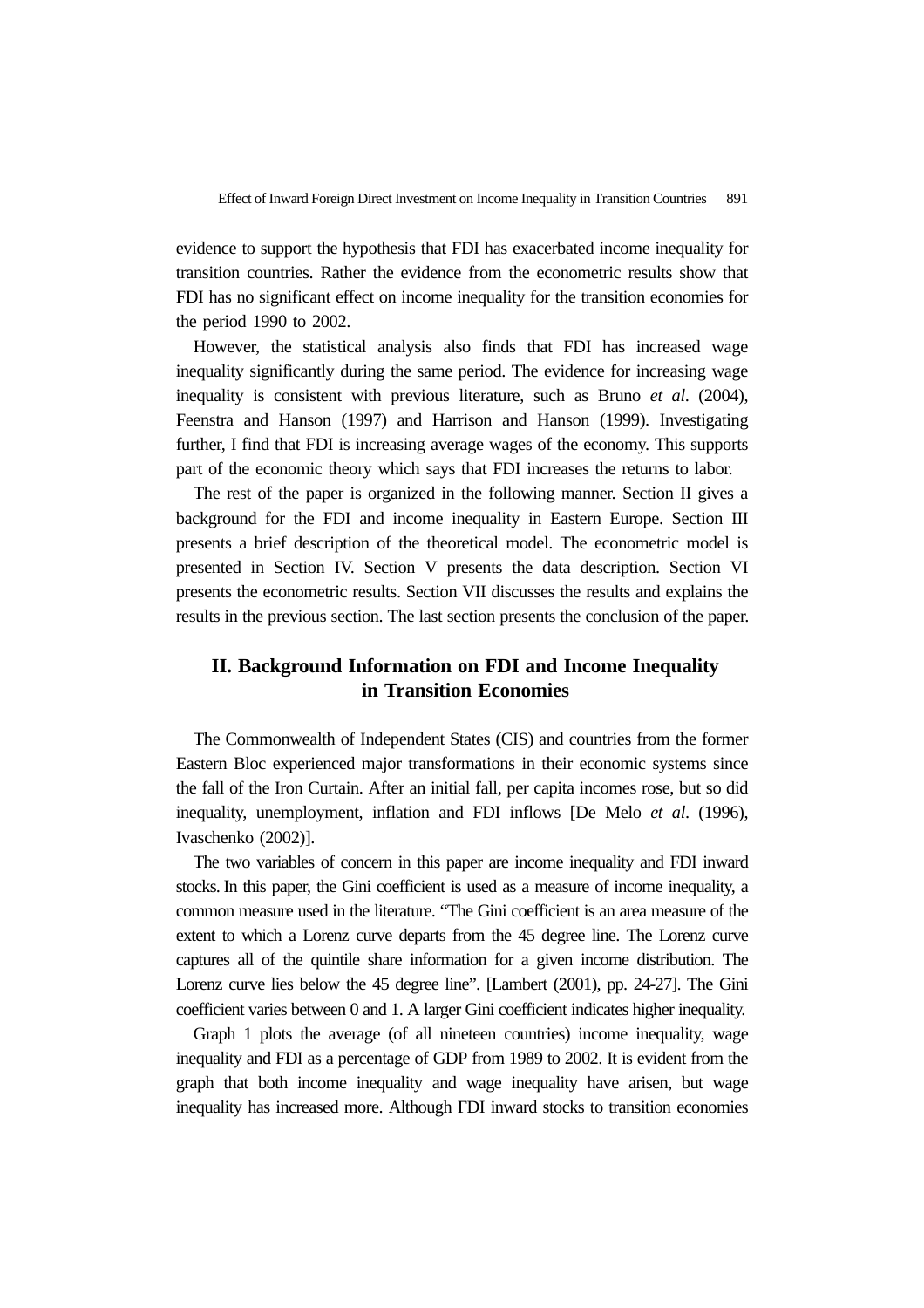evidence to support the hypothesis that FDI has exacerbated income inequality for transition countries. Rather the evidence from the econometric results show that FDI has no significant effect on income inequality for the transition economies for the period 1990 to 2002.

However, the statistical analysis also finds that FDI has increased wage inequality significantly during the same period. The evidence for increasing wage inequality is consistent with previous literature, such as Bruno *et al*. (2004), Feenstra and Hanson (1997) and Harrison and Hanson (1999). Investigating further, I find that FDI is increasing average wages of the economy. This supports part of the economic theory which says that FDI increases the returns to labor.

The rest of the paper is organized in the following manner. Section II gives a background for the FDI and income inequality in Eastern Europe. Section III presents a brief description of the theoretical model. The econometric model is presented in Section IV. Section V presents the data description. Section VI presents the econometric results. Section VII discusses the results and explains the results in the previous section. The last section presents the conclusion of the paper.

## II. Background Information on FDI and Income Inequality in Transition Economies

The Commonwealth of Independent States (CIS) and countries from the former Eastern Bloc experienced major transformations in their economic systems since the fall of the Iron Curtain. After an initial fall, per capita incomes rose, but so did inequality, unemployment, inflation and FDI inflows [De Melo *et al*. (1996), Ivaschenko (2002)].

The two variables of concern in this paper are income inequality and FDI inward stocks. In this paper, the Gini coefficient is used as a measure of income inequality, a common measure used in the literature. "The Gini coefficient is an area measure of the extent to which a Lorenz curve departs from the 45 degree line. The Lorenz curve captures all of the quintile share information for a given income distribution. The Lorenz curve lies below the 45 degree line". [Lambert (2001), pp. 24-27]. The Gini coefficient varies between 0 and 1. A larger Gini coefficient indicates higher inequality.

Graph 1 plots the average (of all nineteen countries) income inequality, wage inequality and FDI as a percentage of GDP from 1989 to 2002. It is evident from the graph that both income inequality and wage inequality have arisen, but wage inequality has increased more. Although FDI inward stocks to transition economies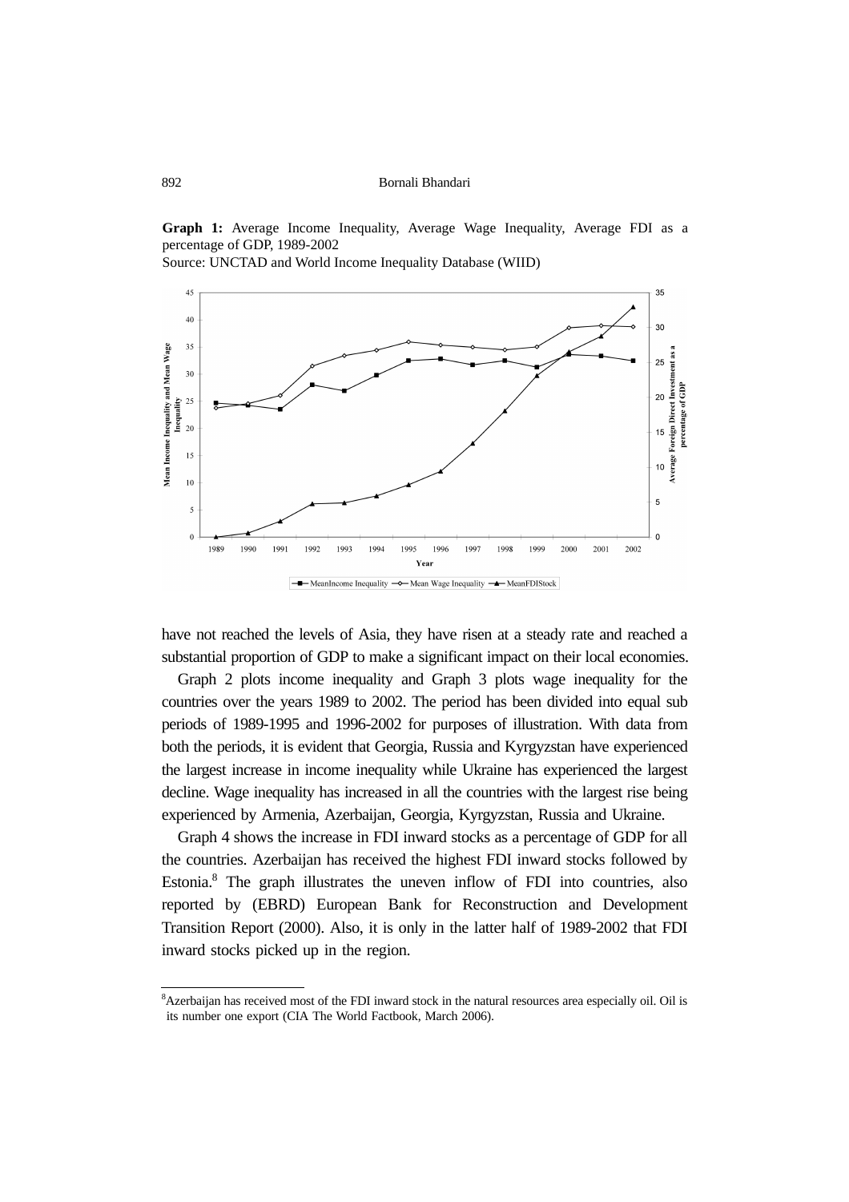**Graph 1:** Average Income Inequality, Average Wage Inequality, Average FDI as a percentage of GDP, 1989-2002
Source: UNCTAD and World Income Inequality Database (WIID)

have not reached the levels of Asia, they have risen at a steady rate and reached a substantial proportion of GDP to make a significant impact on their local economies.

Graph 2 plots income inequality and Graph 3 plots wage inequality for the countries over the years 1989 to 2002. The period has been divided into equal sub periods of 1989-1995 and 1996-2002 for purposes of illustration. With data from both the periods, it is evident that Georgia, Russia and Kyrgyzstan have experienced the largest increase in income inequality while Ukraine has experienced the largest decline. Wage inequality has increased in all the countries with the largest rise being experienced by Armenia, Azerbaijan, Georgia, Kyrgyzstan, Russia and Ukraine.

Graph 4 shows the increase in FDI inward stocks as a percentage of GDP for all the countries. Azerbaijan has received the highest FDI inward stocks followed by Estonia.[8] The graph illustrates the uneven inflow of FDI into countries, also reported by (EBRD) European Bank for Reconstruction and Development Transition Report (2000). Also, it is only in the latter half of 1989-2002 that FDI inward stocks picked up in the region.

[8]Azerbaijan has received most of the FDI inward stock in the natural resources area especially oil. Oil is its number one export (CIA The World Factbook, March 2006).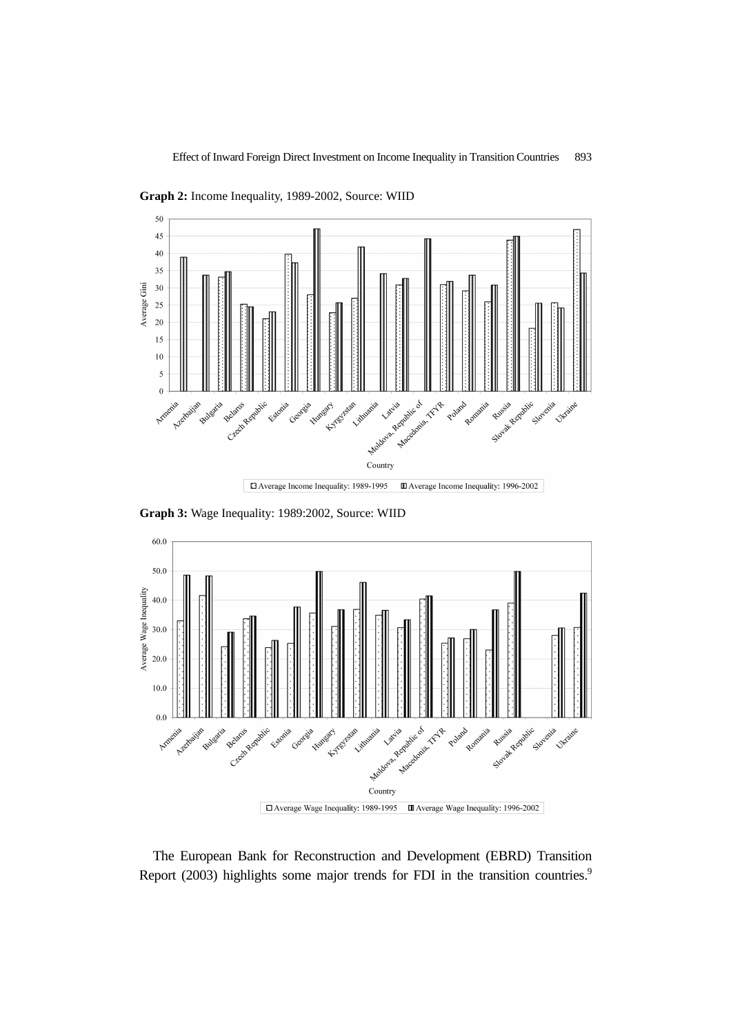**Graph 2:** Income Inequality, 1989-2002, Source: WIID

**Graph 3:** Wage Inequality: 1989:2002, Source: WIID

The European Bank for Reconstruction and Development (EBRD) Transition Report (2003) highlights some major trends for FDI in the transition countries.[9]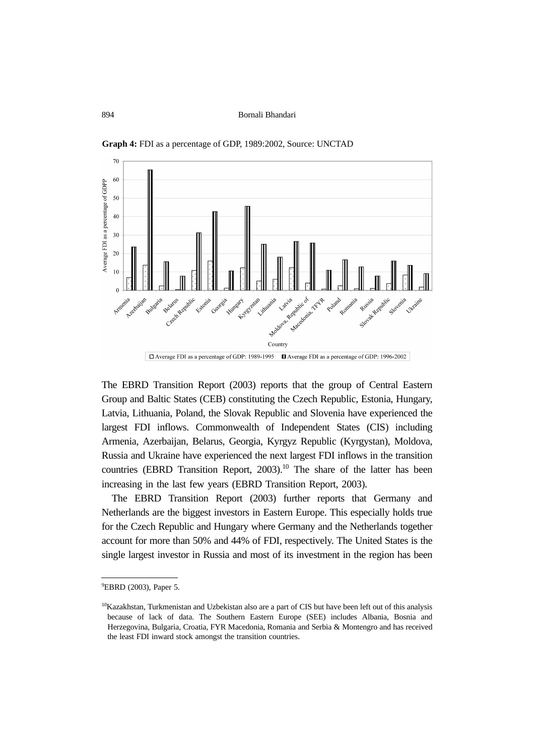**Graph 4:** FDI as a percentage of GDP, 1989:2002, Source: UNCTAD

The EBRD Transition Report (2003) reports that the group of Central Eastern Group and Baltic States (CEB) constituting the Czech Republic, Estonia, Hungary, Latvia, Lithuania, Poland, the Slovak Republic and Slovenia have experienced the largest FDI inflows. Commonwealth of Independent States (CIS) including Armenia, Azerbaijan, Belarus, Georgia, Kyrgyz Republic (Kyrgystan), Moldova, Russia and Ukraine have experienced the next largest FDI inflows in the transition countries (EBRD Transition Report, 2003).[10] The share of the latter has been increasing in the last few years (EBRD Transition Report, 2003).

The EBRD Transition Report (2003) further reports that Germany and Netherlands are the biggest investors in Eastern Europe. This especially holds true for the Czech Republic and Hungary where Germany and the Netherlands together account for more than 50% and 44% of FDI, respectively. The United States is the single largest investor in Russia and most of its investment in the region has been

---

[9]EBRD (2003), Paper 5.

[10]Kazakhstan, Turkmenistan and Uzbekistan also are a part of CIS but have been left out of this analysis because of lack of data. The Southern Eastern Europe (SEE) includes Albania, Bosnia and Herzegovina, Bulgaria, Croatia, FYR Macedonia, Romania and Serbia & Montengro and has received the least FDI inward stock amongst the transition countries.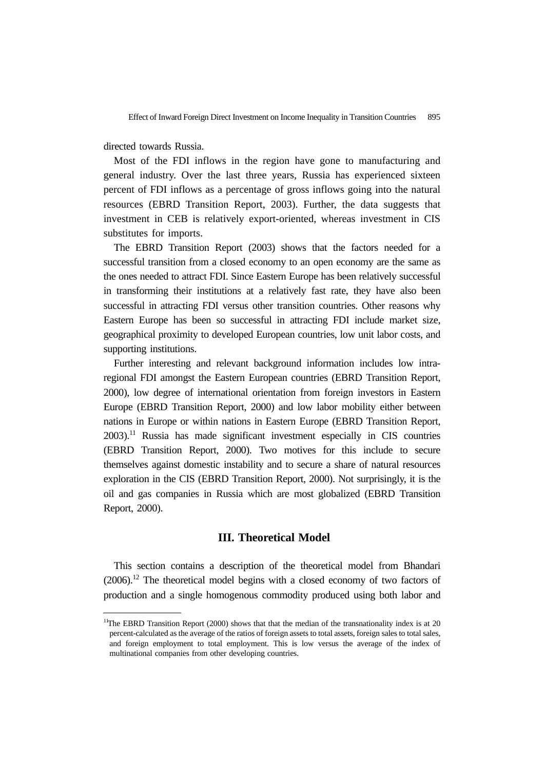directed towards Russia.

Most of the FDI inflows in the region have gone to manufacturing and general industry. Over the last three years, Russia has experienced sixteen percent of FDI inflows as a percentage of gross inflows going into the natural resources (EBRD Transition Report, 2003). Further, the data suggests that investment in CEB is relatively export-oriented, whereas investment in CIS substitutes for imports.

The EBRD Transition Report (2003) shows that the factors needed for a successful transition from a closed economy to an open economy are the same as the ones needed to attract FDI. Since Eastern Europe has been relatively successful in transforming their institutions at a relatively fast rate, they have also been successful in attracting FDI versus other transition countries. Other reasons why Eastern Europe has been so successful in attracting FDI include market size, geographical proximity to developed European countries, low unit labor costs, and supporting institutions.

Further interesting and relevant background information includes low intra-regional FDI amongst the Eastern European countries (EBRD Transition Report, 2000), low degree of international orientation from foreign investors in Eastern Europe (EBRD Transition Report, 2000) and low labor mobility either between nations in Europe or within nations in Eastern Europe (EBRD Transition Report, 2003).[11] Russia has made significant investment especially in CIS countries (EBRD Transition Report, 2000). Two motives for this include to secure themselves against domestic instability and to secure a share of natural resources exploration in the CIS (EBRD Transition Report, 2000). Not surprisingly, it is the oil and gas companies in Russia which are most globalized (EBRD Transition Report, 2000).

## III. Theoretical Model

This section contains a description of the theoretical model from Bhandari (2006).[12] The theoretical model begins with a closed economy of two factors of production and a single homogenous commodity produced using both labor and

[11] The EBRD Transition Report (2000) shows that that the median of the transnationality index is at 20 percent-calculated as the average of the ratios of foreign assets to total assets, foreign sales to total sales, and foreign employment to total employment. This is low versus the average of the index of multinational companies from other developing countries.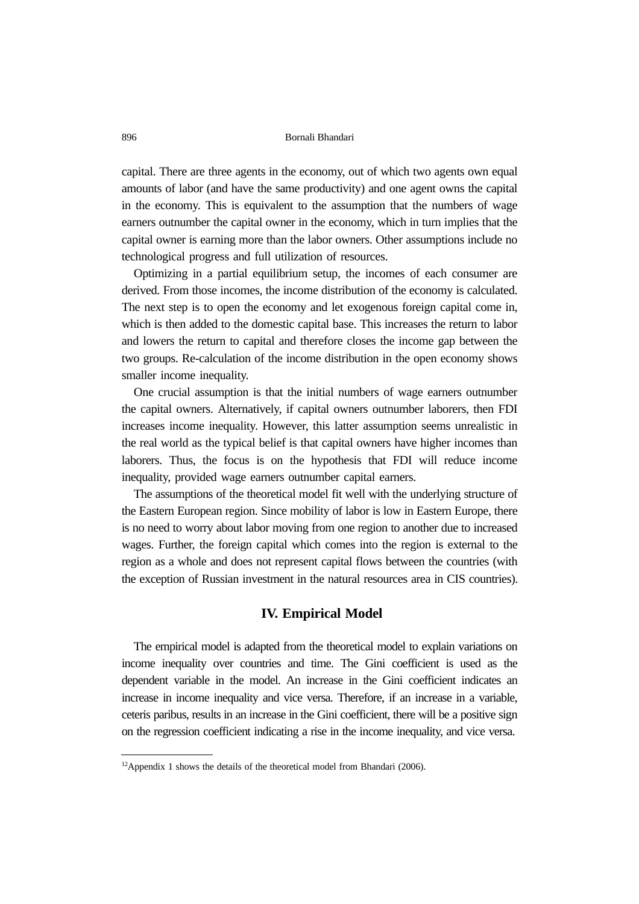capital. There are three agents in the economy, out of which two agents own equal amounts of labor (and have the same productivity) and one agent owns the capital in the economy. This is equivalent to the assumption that the numbers of wage earners outnumber the capital owner in the economy, which in turn implies that the capital owner is earning more than the labor owners. Other assumptions include no technological progress and full utilization of resources.

Optimizing in a partial equilibrium setup, the incomes of each consumer are derived. From those incomes, the income distribution of the economy is calculated. The next step is to open the economy and let exogenous foreign capital come in, which is then added to the domestic capital base. This increases the return to labor and lowers the return to capital and therefore closes the income gap between the two groups. Re-calculation of the income distribution in the open economy shows smaller income inequality.

One crucial assumption is that the initial numbers of wage earners outnumber the capital owners. Alternatively, if capital owners outnumber laborers, then FDI increases income inequality. However, this latter assumption seems unrealistic in the real world as the typical belief is that capital owners have higher incomes than laborers. Thus, the focus is on the hypothesis that FDI will reduce income inequality, provided wage earners outnumber capital earners.

The assumptions of the theoretical model fit well with the underlying structure of the Eastern European region. Since mobility of labor is low in Eastern Europe, there is no need to worry about labor moving from one region to another due to increased wages. Further, the foreign capital which comes into the region is external to the region as a whole and does not represent capital flows between the countries (with the exception of Russian investment in the natural resources area in CIS countries).

## IV. Empirical Model

The empirical model is adapted from the theoretical model to explain variations on income inequality over countries and time. The Gini coefficient is used as the dependent variable in the model. An increase in the Gini coefficient indicates an increase in income inequality and vice versa. Therefore, if an increase in a variable, ceteris paribus, results in an increase in the Gini coefficient, there will be a positive sign on the regression coefficient indicating a rise in the income inequality, and vice versa.

---

[12]Appendix 1 shows the details of the theoretical model from Bhandari (2006).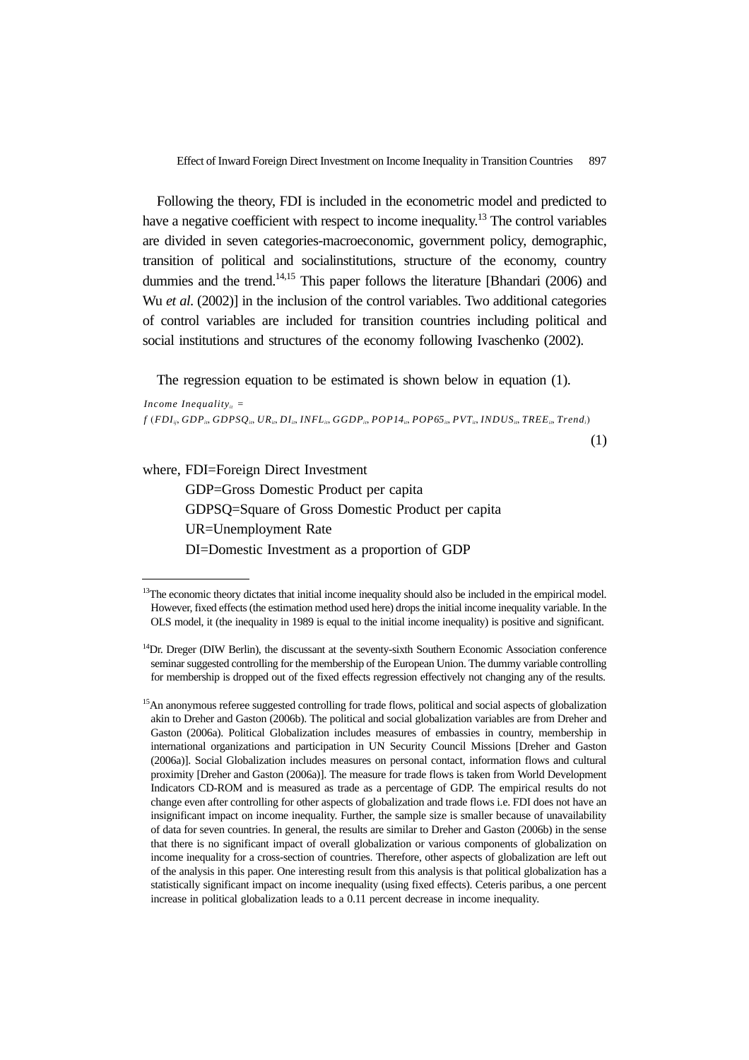Following the theory, FDI is included in the econometric model and predicted to have a negative coefficient with respect to income inequality.[13] The control variables are divided in seven categories-macroeconomic, government policy, demographic, transition of political and socialinstitutions, structure of the economy, country dummies and the trend.[14,15] This paper follows the literature [Bhandari (2006) and Wu *et al.* (2002)] in the inclusion of the control variables. Two additional categories of control variables are included for transition countries including political and social institutions and structures of the economy following Ivaschenko (2002).

The regression equation to be estimated is shown below in equation (1).

$$Income\ Inequality_{it} = f\,(FDI_{ij}, GDP_{it}, GDPSQ_{it}, UR_{it}, DI_{it}, INFL_{it}, GGDP_{it}, POP14_{it}, POP65_{it}, PVT_{it}, INDUS_{it}, TREE_{it}, Trend_{i}) \qquad (1)$$

where, FDI=Foreign Direct Investment

GDP=Gross Domestic Product per capita

GDPSQ=Square of Gross Domestic Product per capita

UR=Unemployment Rate

DI=Domestic Investment as a proportion of GDP

---

[13] The economic theory dictates that initial income inequality should also be included in the empirical model. However, fixed effects (the estimation method used here) drops the initial income inequality variable. In the OLS model, it (the inequality in 1989 is equal to the initial income inequality) is positive and significant.

[14] Dr. Dreger (DIW Berlin), the discussant at the seventy-sixth Southern Economic Association conference seminar suggested controlling for the membership of the European Union. The dummy variable controlling for membership is dropped out of the fixed effects regression effectively not changing any of the results.

[15] An anonymous referee suggested controlling for trade flows, political and social aspects of globalization akin to Dreher and Gaston (2006b). The political and social globalization variables are from Dreher and Gaston (2006a). Political Globalization includes measures of embassies in country, membership in international organizations and participation in UN Security Council Missions [Dreher and Gaston (2006a)]. Social Globalization includes measures on personal contact, information flows and cultural proximity [Dreher and Gaston (2006a)]. The measure for trade flows is taken from World Development Indicators CD-ROM and is measured as trade as a percentage of GDP. The empirical results do not change even after controlling for other aspects of globalization and trade flows i.e. FDI does not have an insignificant impact on income inequality. Further, the sample size is smaller because of unavailability of data for seven countries. In general, the results are similar to Dreher and Gaston (2006b) in the sense that there is no significant impact of overall globalization or various components of globalization on income inequality for a cross-section of countries. Therefore, other aspects of globalization are left out of the analysis in this paper. One interesting result from this analysis is that political globalization has a statistically significant impact on income inequality (using fixed effects). Ceteris paribus, a one percent increase in political globalization leads to a 0.11 percent decrease in income inequality.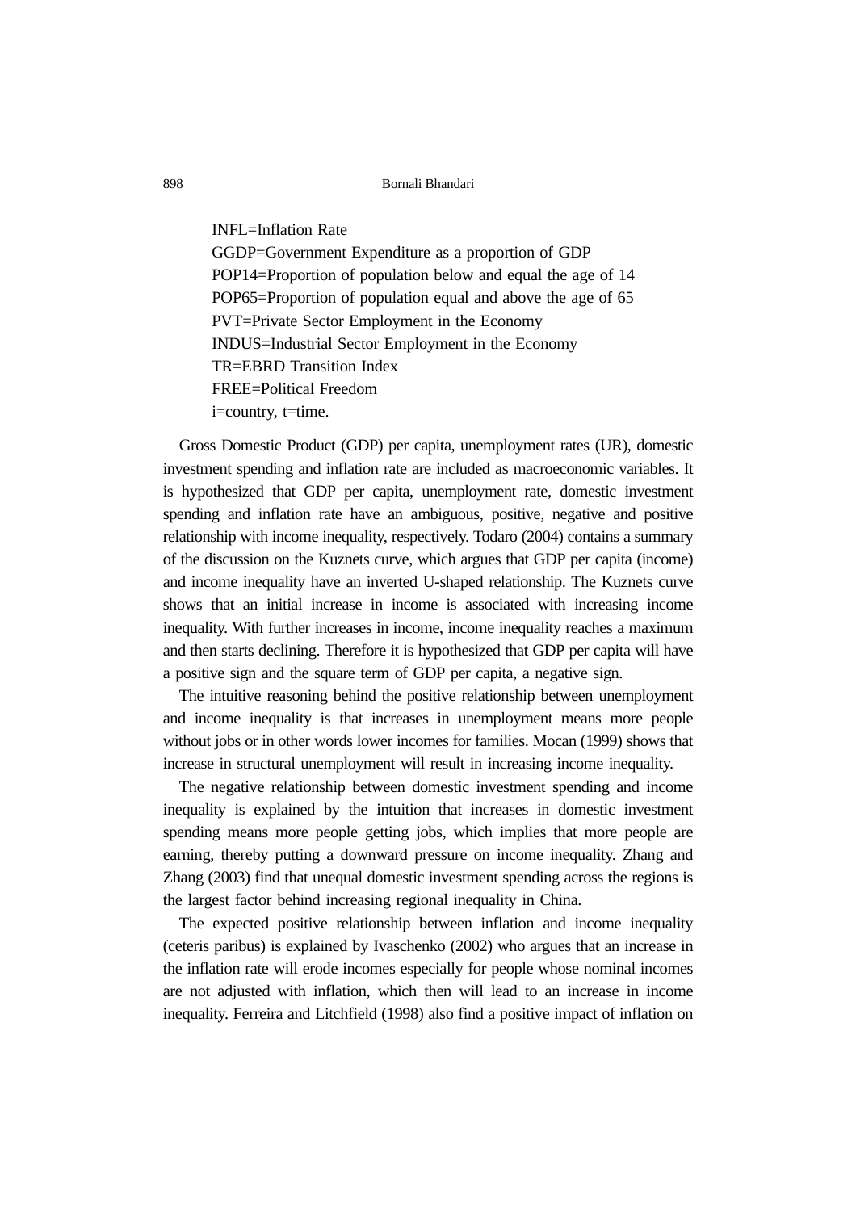INFL=Inflation Rate
GGDP=Government Expenditure as a proportion of GDP
POP14=Proportion of population below and equal the age of 14
POP65=Proportion of population equal and above the age of 65
PVT=Private Sector Employment in the Economy
INDUS=Industrial Sector Employment in the Economy
TR=EBRD Transition Index
FREE=Political Freedom
i=country, t=time.

Gross Domestic Product (GDP) per capita, unemployment rates (UR), domestic investment spending and inflation rate are included as macroeconomic variables. It is hypothesized that GDP per capita, unemployment rate, domestic investment spending and inflation rate have an ambiguous, positive, negative and positive relationship with income inequality, respectively. Todaro (2004) contains a summary of the discussion on the Kuznets curve, which argues that GDP per capita (income) and income inequality have an inverted U-shaped relationship. The Kuznets curve shows that an initial increase in income is associated with increasing income inequality. With further increases in income, income inequality reaches a maximum and then starts declining. Therefore it is hypothesized that GDP per capita will have a positive sign and the square term of GDP per capita, a negative sign.

The intuitive reasoning behind the positive relationship between unemployment and income inequality is that increases in unemployment means more people without jobs or in other words lower incomes for families. Mocan (1999) shows that increase in structural unemployment will result in increasing income inequality.

The negative relationship between domestic investment spending and income inequality is explained by the intuition that increases in domestic investment spending means more people getting jobs, which implies that more people are earning, thereby putting a downward pressure on income inequality. Zhang and Zhang (2003) find that unequal domestic investment spending across the regions is the largest factor behind increasing regional inequality in China.

The expected positive relationship between inflation and income inequality (ceteris paribus) is explained by Ivaschenko (2002) who argues that an increase in the inflation rate will erode incomes especially for people whose nominal incomes are not adjusted with inflation, which then will lead to an increase in income inequality. Ferreira and Litchfield (1998) also find a positive impact of inflation on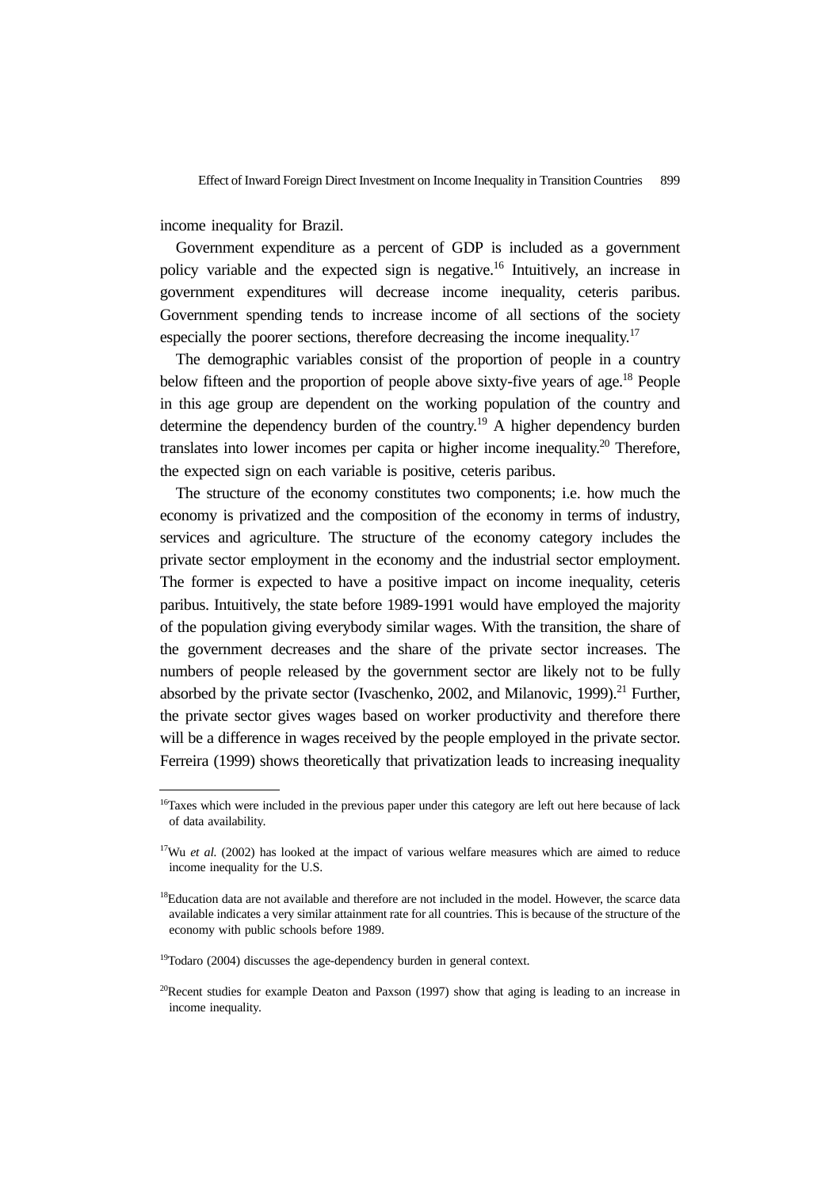income inequality for Brazil.

Government expenditure as a percent of GDP is included as a government policy variable and the expected sign is negative.[16] Intuitively, an increase in government expenditures will decrease income inequality, ceteris paribus. Government spending tends to increase income of all sections of the society especially the poorer sections, therefore decreasing the income inequality.[17]

The demographic variables consist of the proportion of people in a country below fifteen and the proportion of people above sixty-five years of age.[18] People in this age group are dependent on the working population of the country and determine the dependency burden of the country.[19] A higher dependency burden translates into lower incomes per capita or higher income inequality.[20] Therefore, the expected sign on each variable is positive, ceteris paribus.

The structure of the economy constitutes two components; i.e. how much the economy is privatized and the composition of the economy in terms of industry, services and agriculture. The structure of the economy category includes the private sector employment in the economy and the industrial sector employment. The former is expected to have a positive impact on income inequality, ceteris paribus. Intuitively, the state before 1989-1991 would have employed the majority of the population giving everybody similar wages. With the transition, the share of the government decreases and the share of the private sector increases. The numbers of people released by the government sector are likely not to be fully absorbed by the private sector (Ivaschenko, 2002, and Milanovic, 1999).[21] Further, the private sector gives wages based on worker productivity and therefore there will be a difference in wages received by the people employed in the private sector. Ferreira (1999) shows theoretically that privatization leads to increasing inequality

---

[16] Taxes which were included in the previous paper under this category are left out here because of lack of data availability.

[17] Wu *et al.* (2002) has looked at the impact of various welfare measures which are aimed to reduce income inequality for the U.S.

[18] Education data are not available and therefore are not included in the model. However, the scarce data available indicates a very similar attainment rate for all countries. This is because of the structure of the economy with public schools before 1989.

[19] Todaro (2004) discusses the age-dependency burden in general context.

[20] Recent studies for example Deaton and Paxson (1997) show that aging is leading to an increase in income inequality.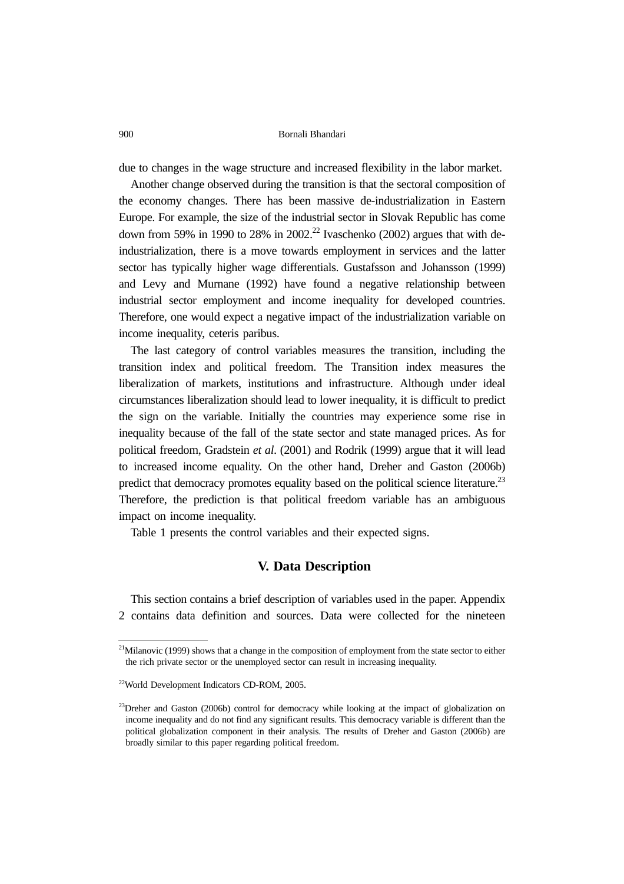due to changes in the wage structure and increased flexibility in the labor market.

Another change observed during the transition is that the sectoral composition of the economy changes. There has been massive de-industrialization in Eastern Europe. For example, the size of the industrial sector in Slovak Republic has come down from 59% in 1990 to 28% in 2002.[22] Ivaschenko (2002) argues that with de-industrialization, there is a move towards employment in services and the latter sector has typically higher wage differentials. Gustafsson and Johansson (1999) and Levy and Murnane (1992) have found a negative relationship between industrial sector employment and income inequality for developed countries. Therefore, one would expect a negative impact of the industrialization variable on income inequality, ceteris paribus.

The last category of control variables measures the transition, including the transition index and political freedom. The Transition index measures the liberalization of markets, institutions and infrastructure. Although under ideal circumstances liberalization should lead to lower inequality, it is difficult to predict the sign on the variable. Initially the countries may experience some rise in inequality because of the fall of the state sector and state managed prices. As for political freedom, Gradstein *et al*. (2001) and Rodrik (1999) argue that it will lead to increased income equality. On the other hand, Dreher and Gaston (2006b) predict that democracy promotes equality based on the political science literature.[23] Therefore, the prediction is that political freedom variable has an ambiguous impact on income inequality.

Table 1 presents the control variables and their expected signs.

## V. Data Description

This section contains a brief description of variables used in the paper. Appendix 2 contains data definition and sources. Data were collected for the nineteen

---

[21]Milanovic (1999) shows that a change in the composition of employment from the state sector to either the rich private sector or the unemployed sector can result in increasing inequality.

[22]World Development Indicators CD-ROM, 2005.

[23]Dreher and Gaston (2006b) control for democracy while looking at the impact of globalization on income inequality and do not find any significant results. This democracy variable is different than the political globalization component in their analysis. The results of Dreher and Gaston (2006b) are broadly similar to this paper regarding political freedom.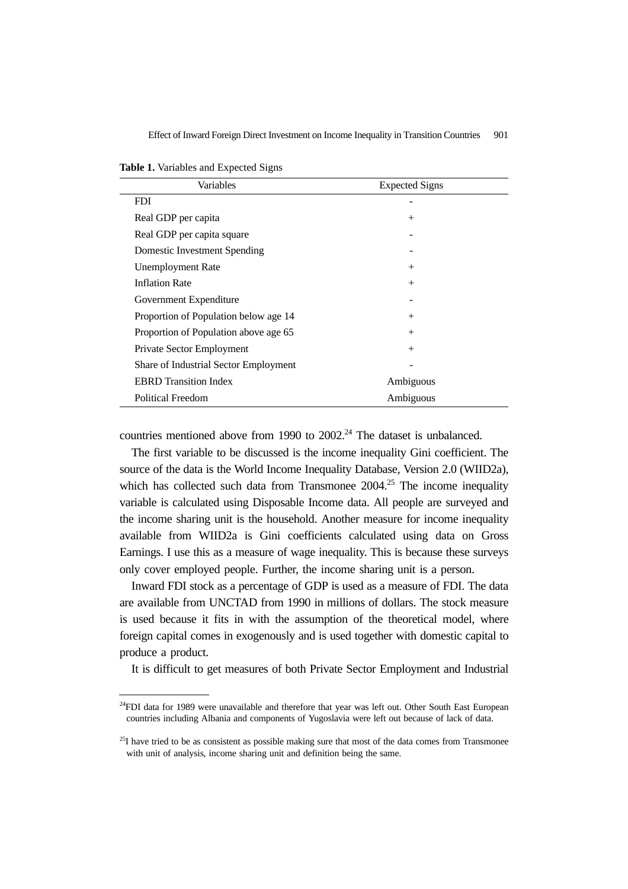**Table 1.** Variables and Expected Signs

| Variables | Expected Signs |
|---|---|
| FDI | - |
| Real GDP per capita | + |
| Real GDP per capita square | - |
| Domestic Investment Spending | - |
| Unemployment Rate | + |
| Inflation Rate | + |
| Government Expenditure | - |
| Proportion of Population below age 14 | + |
| Proportion of Population above age 65 | + |
| Private Sector Employment | + |
| Share of Industrial Sector Employment | - |
| EBRD Transition Index | Ambiguous |
| Political Freedom | Ambiguous |

countries mentioned above from 1990 to 2002.[24] The dataset is unbalanced.

The first variable to be discussed is the income inequality Gini coefficient. The source of the data is the World Income Inequality Database, Version 2.0 (WIID2a), which has collected such data from Transmonee 2004.[25] The income inequality variable is calculated using Disposable Income data. All people are surveyed and the income sharing unit is the household. Another measure for income inequality available from WIID2a is Gini coefficients calculated using data on Gross Earnings. I use this as a measure of wage inequality. This is because these surveys only cover employed people. Further, the income sharing unit is a person.

Inward FDI stock as a percentage of GDP is used as a measure of FDI. The data are available from UNCTAD from 1990 in millions of dollars. The stock measure is used because it fits in with the assumption of the theoretical model, where foreign capital comes in exogenously and is used together with domestic capital to produce a product.

It is difficult to get measures of both Private Sector Employment and Industrial

---

[24] FDI data for 1989 were unavailable and therefore that year was left out. Other South East European countries including Albania and components of Yugoslavia were left out because of lack of data.

[25] I have tried to be as consistent as possible making sure that most of the data comes from Transmonee with unit of analysis, income sharing unit and definition being the same.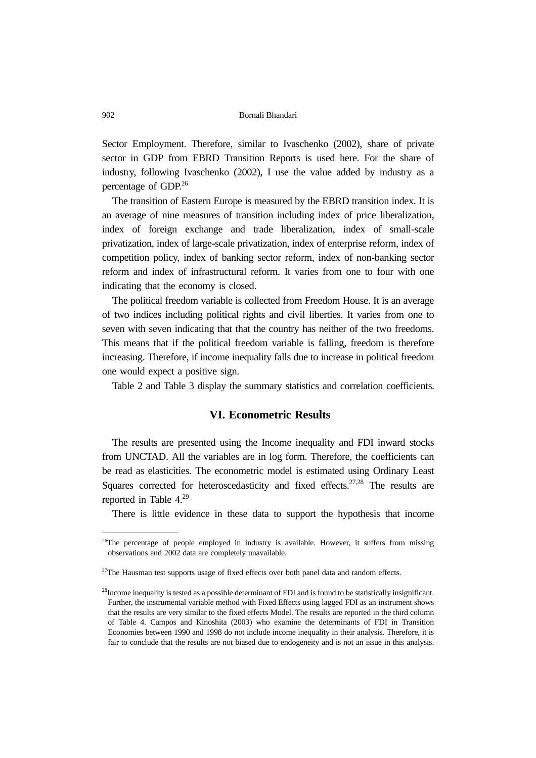Sector Employment. Therefore, similar to Ivaschenko (2002), share of private sector in GDP from EBRD Transition Reports is used here. For the share of industry, following Ivaschenko (2002), I use the value added by industry as a percentage of GDP.[26]

The transition of Eastern Europe is measured by the EBRD transition index. It is an average of nine measures of transition including index of price liberalization, index of foreign exchange and trade liberalization, index of small-scale privatization, index of large-scale privatization, index of enterprise reform, index of competition policy, index of banking sector reform, index of non-banking sector reform and index of infrastructural reform. It varies from one to four with one indicating that the economy is closed.

The political freedom variable is collected from Freedom House. It is an average of two indices including political rights and civil liberties. It varies from one to seven with seven indicating that that the country has neither of the two freedoms. This means that if the political freedom variable is falling, freedom is therefore increasing. Therefore, if income inequality falls due to increase in political freedom one would expect a positive sign.

Table 2 and Table 3 display the summary statistics and correlation coefficients.

## VI. Econometric Results

The results are presented using the Income inequality and FDI inward stocks from UNCTAD. All the variables are in log form. Therefore, the coefficients can be read as elasticities. The econometric model is estimated using Ordinary Least Squares corrected for heteroscedasticity and fixed effects.[27,28] The results are reported in Table 4.[29]

There is little evidence in these data to support the hypothesis that income

---

[26]The percentage of people employed in industry is available. However, it suffers from missing observations and 2002 data are completely unavailable.

[27]The Hausman test supports usage of fixed effects over both panel data and random effects.

[28]Income inequality is tested as a possible determinant of FDI and is found to be statistically insignificant. Further, the instrumental variable method with Fixed Effects using lagged FDI as an instrument shows that the results are very similar to the fixed effects Model. The results are reported in the third column of Table 4. Campos and Kinoshita (2003) who examine the determinants of FDI in Transition Economies between 1990 and 1998 do not include income inequality in their analysis. Therefore, it is fair to conclude that the results are not biased due to endogeneity and is not an issue in this analysis.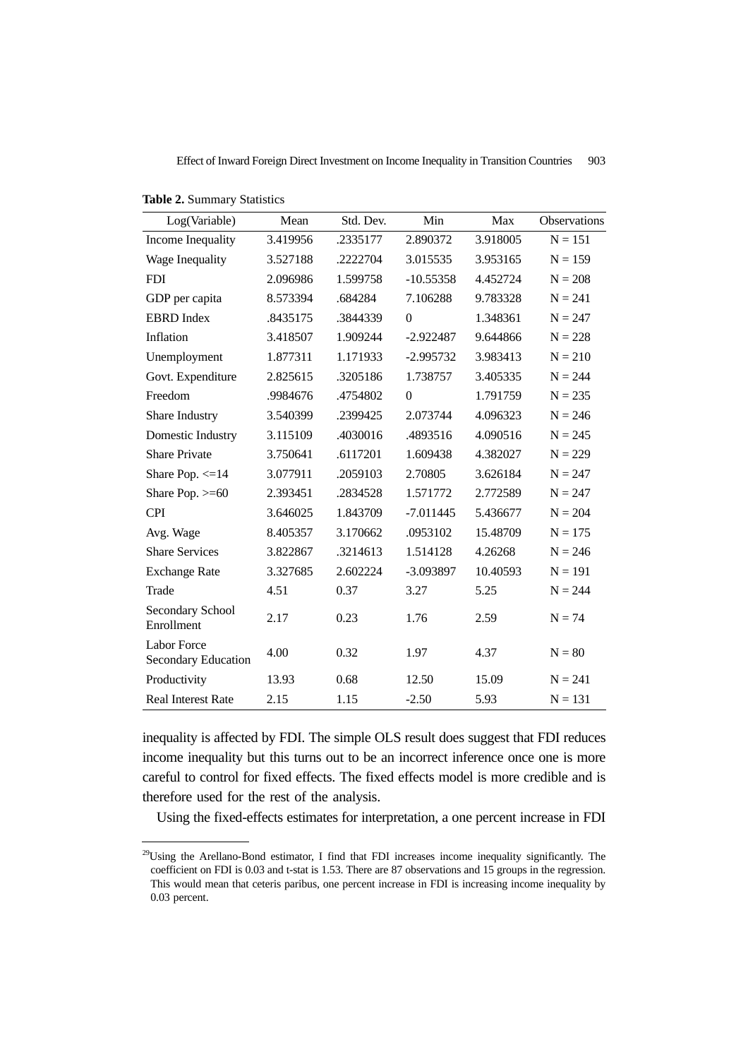**Table 2.** Summary Statistics

| Log(Variable) | Mean | Std. Dev. | Min | Max | Observations |
|---|---|---|---|---|---|
| Income Inequality | 3.419956 | .2335177 | 2.890372 | 3.918005 | N = 151 |
| Wage Inequality | 3.527188 | .2222704 | 3.015535 | 3.953165 | N = 159 |
| FDI | 2.096986 | 1.599758 | -10.55358 | 4.452724 | N = 208 |
| GDP per capita | 8.573394 | .684284 | 7.106288 | 9.783328 | N = 241 |
| EBRD Index | .8435175 | .3844339 | 0 | 1.348361 | N = 247 |
| Inflation | 3.418507 | 1.909244 | -2.922487 | 9.644866 | N = 228 |
| Unemployment | 1.877311 | 1.171933 | -2.995732 | 3.983413 | N = 210 |
| Govt. Expenditure | 2.825615 | .3205186 | 1.738757 | 3.405335 | N = 244 |
| Freedom | .9984676 | .4754802 | 0 | 1.791759 | N = 235 |
| Share Industry | 3.540399 | .2399425 | 2.073744 | 4.096323 | N = 246 |
| Domestic Industry | 3.115109 | .4030016 | .4893516 | 4.090516 | N = 245 |
| Share Private | 3.750641 | .6117201 | 1.609438 | 4.382027 | N = 229 |
| Share Pop. <=14 | 3.077911 | .2059103 | 2.70805 | 3.626184 | N = 247 |
| Share Pop. >=60 | 2.393451 | .2834528 | 1.571772 | 2.772589 | N = 247 |
| CPI | 3.646025 | 1.843709 | -7.011445 | 5.436677 | N = 204 |
| Avg. Wage | 8.405357 | 3.170662 | .0953102 | 15.48709 | N = 175 |
| Share Services | 3.822867 | .3214613 | 1.514128 | 4.26268 | N = 246 |
| Exchange Rate | 3.327685 | 2.602224 | -3.093897 | 10.40593 | N = 191 |
| Trade | 4.51 | 0.37 | 3.27 | 5.25 | N = 244 |
| Secondary School Enrollment | 2.17 | 0.23 | 1.76 | 2.59 | N = 74 |
| Labor Force Secondary Education | 4.00 | 0.32 | 1.97 | 4.37 | N = 80 |
| Productivity | 13.93 | 0.68 | 12.50 | 15.09 | N = 241 |
| Real Interest Rate | 2.15 | 1.15 | -2.50 | 5.93 | N = 131 |

inequality is affected by FDI. The simple OLS result does suggest that FDI reduces income inequality but this turns out to be an incorrect inference once one is more careful to control for fixed effects. The fixed effects model is more credible and is therefore used for the rest of the analysis.

Using the fixed-effects estimates for interpretation, a one percent increase in FDI

[29]Using the Arellano-Bond estimator, I find that FDI increases income inequality significantly. The coefficient on FDI is 0.03 and t-stat is 1.53. There are 87 observations and 15 groups in the regression. This would mean that ceteris paribus, one percent increase in FDI is increasing income inequality by 0.03 percent.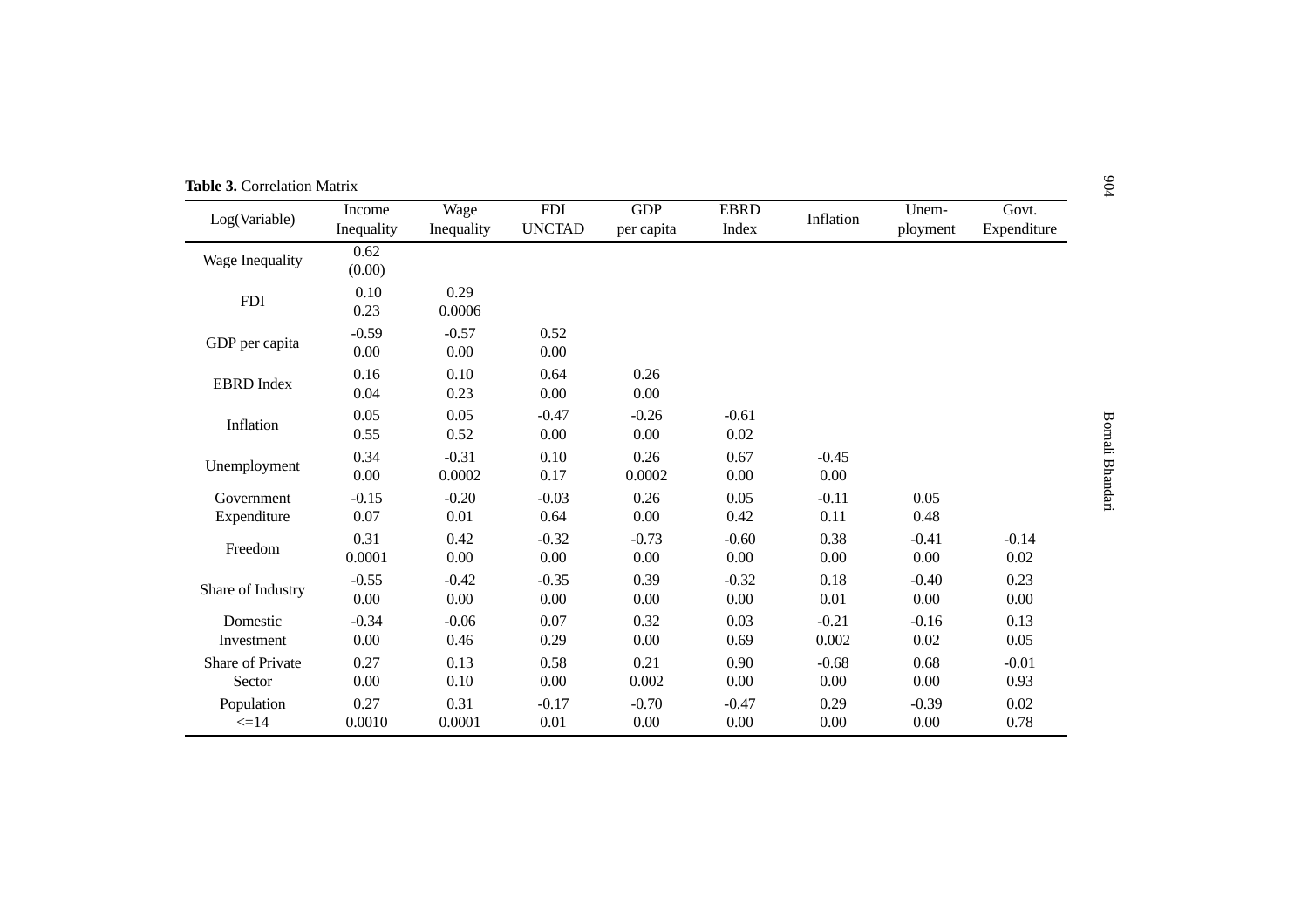**Table 3.** Correlation Matrix

| Log(Variable) | Income Inequality | Wage Inequality | FDI UNCTAD | GDP per capita | EBRD Index | Inflation | Unem-ployment | Govt. Expenditure |
|---|---|---|---|---|---|---|---|---|
| Wage Inequality | 0.62<br>(0.00) | | | | | | | |
| FDI | 0.10<br>0.23 | 0.29<br>0.0006 | | | | | | |
| GDP per capita | -0.59<br>0.00 | -0.57<br>0.00 | 0.52<br>0.00 | | | | | |
| EBRD Index | 0.16<br>0.04 | 0.10<br>0.23 | 0.64<br>0.00 | 0.26<br>0.00 | | | | |
| Inflation | 0.05<br>0.55 | 0.05<br>0.52 | -0.47<br>0.00 | -0.26<br>0.00 | -0.61<br>0.02 | | | |
| Unemployment | 0.34<br>0.00 | -0.31<br>0.0002 | 0.10<br>0.17 | 0.26<br>0.0002 | 0.67<br>0.00 | -0.45<br>0.00 | | |
| Government Expenditure | -0.15<br>0.07 | -0.20<br>0.01 | -0.03<br>0.64 | 0.26<br>0.00 | 0.05<br>0.42 | -0.11<br>0.11 | 0.05<br>0.48 | |
| Freedom | 0.31<br>0.0001 | 0.42<br>0.00 | -0.32<br>0.00 | -0.73<br>0.00 | -0.60<br>0.00 | 0.38<br>0.00 | -0.41<br>0.00 | -0.14<br>0.02 |
| Share of Industry | -0.55<br>0.00 | -0.42<br>0.00 | -0.35<br>0.00 | 0.39<br>0.00 | -0.32<br>0.00 | 0.18<br>0.01 | -0.40<br>0.00 | 0.23<br>0.00 |
| Domestic Investment | -0.34<br>0.00 | -0.06<br>0.46 | 0.07<br>0.29 | 0.32<br>0.00 | 0.03<br>0.69 | -0.21<br>0.002 | -0.16<br>0.02 | 0.13<br>0.05 |
| Share of Private Sector | 0.27<br>0.00 | 0.13<br>0.10 | 0.58<br>0.00 | 0.21<br>0.002 | 0.90<br>0.00 | -0.68<br>0.00 | 0.68<br>0.00 | -0.01<br>0.93 |
| Population <=14 | 0.27<br>0.0010 | 0.31<br>0.0001 | -0.17<br>0.01 | -0.70<br>0.00 | -0.47<br>0.00 | 0.29<br>0.00 | -0.39<br>0.00 | 0.02<br>0.78 |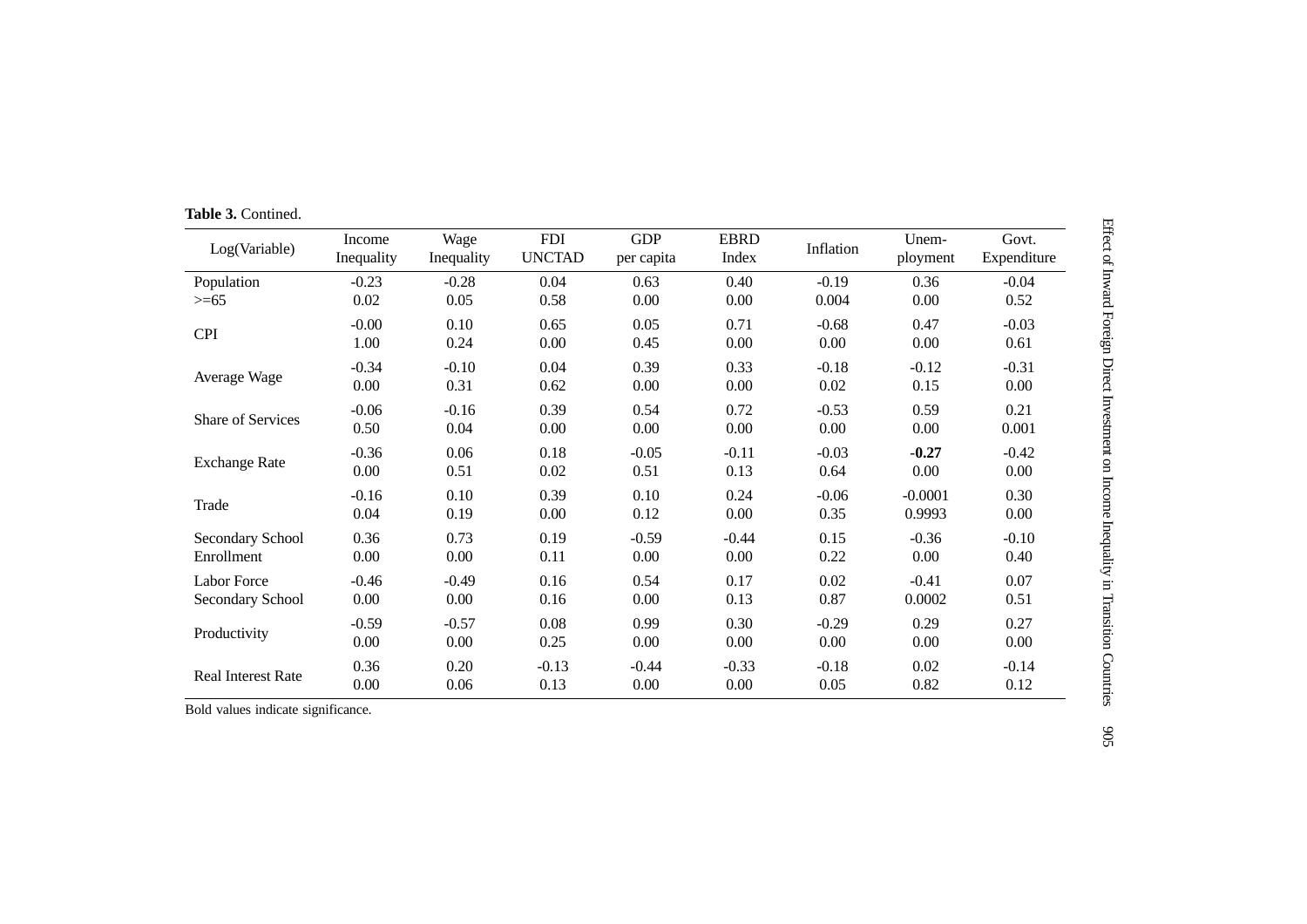**Table 3.** Contined.

| Log(Variable) | Income Inequality | Wage Inequality | FDI UNCTAD | GDP per capita | EBRD Index | Inflation | Unem-ployment | Govt. Expenditure |
|---|---|---|---|---|---|---|---|---|
| Population | -0.23 | -0.28 | 0.04 | 0.63 | 0.40 | -0.19 | 0.36 | -0.04 |
| >=65 | 0.02 | 0.05 | 0.58 | 0.00 | 0.00 | 0.004 | 0.00 | 0.52 |
| CPI | -0.00 | 0.10 | 0.65 | 0.05 | 0.71 | -0.68 | 0.47 | -0.03 |
| | 1.00 | 0.24 | 0.00 | 0.45 | 0.00 | 0.00 | 0.00 | 0.61 |
| Average Wage | -0.34 | -0.10 | 0.04 | 0.39 | 0.33 | -0.18 | -0.12 | -0.31 |
| | 0.00 | 0.31 | 0.62 | 0.00 | 0.00 | 0.02 | 0.15 | 0.00 |
| Share of Services | -0.06 | -0.16 | 0.39 | 0.54 | 0.72 | -0.53 | 0.59 | 0.21 |
| | 0.50 | 0.04 | 0.00 | 0.00 | 0.00 | 0.00 | 0.00 | 0.001 |
| Exchange Rate | -0.36 | 0.06 | 0.18 | -0.05 | -0.11 | -0.03 | **-0.27** | -0.42 |
| | 0.00 | 0.51 | 0.02 | 0.51 | 0.13 | 0.64 | 0.00 | 0.00 |
| Trade | -0.16 | 0.10 | 0.39 | 0.10 | 0.24 | -0.06 | -0.0001 | 0.30 |
| | 0.04 | 0.19 | 0.00 | 0.12 | 0.00 | 0.35 | 0.9993 | 0.00 |
| Secondary School | 0.36 | 0.73 | 0.19 | -0.59 | -0.44 | 0.15 | -0.36 | -0.10 |
| Enrollment | 0.00 | 0.00 | 0.11 | 0.00 | 0.00 | 0.22 | 0.00 | 0.40 |
| Labor Force | -0.46 | -0.49 | 0.16 | 0.54 | 0.17 | 0.02 | -0.41 | 0.07 |
| Secondary School | 0.00 | 0.00 | 0.16 | 0.00 | 0.13 | 0.87 | 0.0002 | 0.51 |
| Productivity | -0.59 | -0.57 | 0.08 | 0.99 | 0.30 | -0.29 | 0.29 | 0.27 |
| | 0.00 | 0.00 | 0.25 | 0.00 | 0.00 | 0.00 | 0.00 | 0.00 |
| Real Interest Rate | 0.36 | 0.20 | -0.13 | -0.44 | -0.33 | -0.18 | 0.02 | -0.14 |
| | 0.00 | 0.06 | 0.13 | 0.00 | 0.00 | 0.05 | 0.82 | 0.12 |

Bold values indicate significance.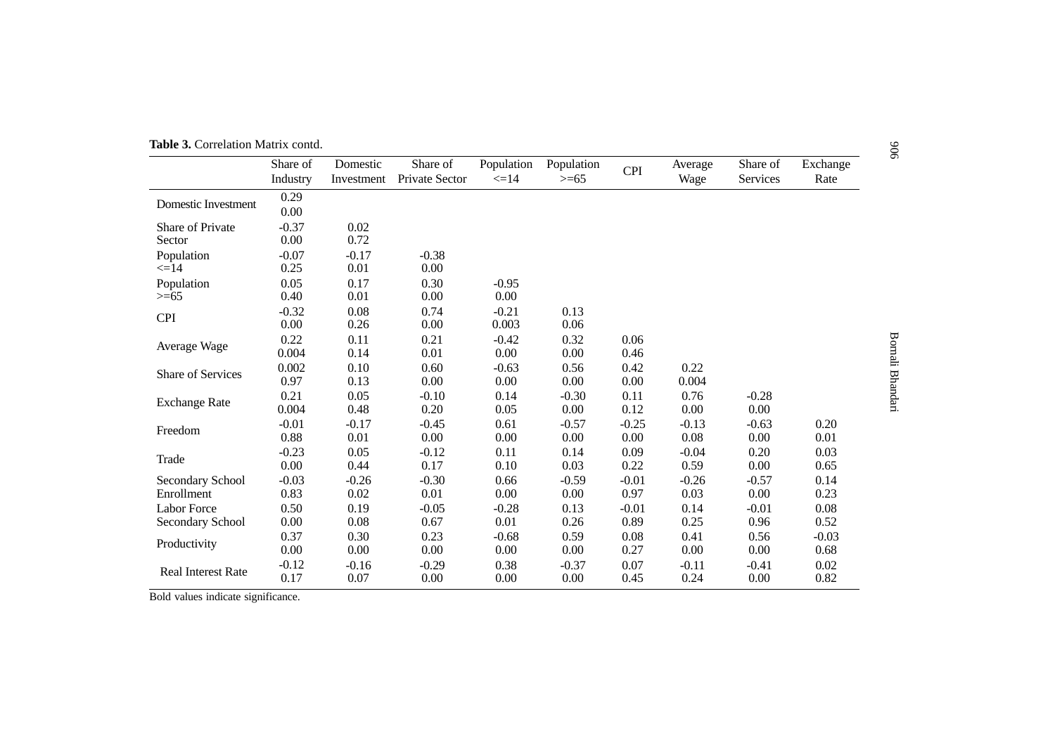**Table 3.** Correlation Matrix contd.

| | Share of Industry | Domestic Investment | Share of Private Sector | Population <=14 | Population >=65 | CPI | Average Wage | Share of Services | Exchange Rate |
|---|---|---|---|---|---|---|---|---|---|
| Domestic Investment | 0.29 | | | | | | | | |
| | 0.00 | | | | | | | | |
| Share of Private Sector | -0.37 | 0.02 | | | | | | | |
| | 0.00 | 0.72 | | | | | | | |
| Population <=14 | -0.07 | -0.17 | -0.38 | | | | | | |
| | 0.25 | 0.01 | 0.00 | | | | | | |
| Population >=65 | 0.05 | 0.17 | 0.30 | -0.95 | | | | | |
| | 0.40 | 0.01 | 0.00 | 0.00 | | | | | |
| CPI | -0.32 | 0.08 | 0.74 | -0.21 | 0.13 | | | | |
| | 0.00 | 0.26 | 0.00 | 0.003 | 0.06 | | | | |
| Average Wage | 0.22 | 0.11 | 0.21 | -0.42 | 0.32 | 0.06 | | | |
| | 0.004 | 0.14 | 0.01 | 0.00 | 0.00 | 0.46 | | | |
| Share of Services | 0.002 | 0.10 | 0.60 | -0.63 | 0.56 | 0.42 | 0.22 | | |
| | 0.97 | 0.13 | 0.00 | 0.00 | 0.00 | 0.00 | 0.004 | | |
| Exchange Rate | 0.21 | 0.05 | -0.10 | 0.14 | -0.30 | 0.11 | 0.76 | -0.28 | |
| | 0.004 | 0.48 | 0.20 | 0.05 | 0.00 | 0.12 | 0.00 | 0.00 | |
| Freedom | -0.01 | -0.17 | -0.45 | 0.61 | -0.57 | -0.25 | -0.13 | -0.63 | 0.20 |
| | 0.88 | 0.01 | 0.00 | 0.00 | 0.00 | 0.00 | 0.08 | 0.00 | 0.01 |
| Trade | -0.23 | 0.05 | -0.12 | 0.11 | 0.14 | 0.09 | -0.04 | 0.20 | 0.03 |
| | 0.00 | 0.44 | 0.17 | 0.10 | 0.03 | 0.22 | 0.59 | 0.00 | 0.65 |
| Secondary School Enrollment | -0.03 | -0.26 | -0.30 | 0.66 | -0.59 | -0.01 | -0.26 | -0.57 | 0.14 |
| | 0.83 | 0.02 | 0.01 | 0.00 | 0.00 | 0.97 | 0.03 | 0.00 | 0.23 |
| Labor Force Secondary School | 0.50 | 0.19 | -0.05 | -0.28 | 0.13 | -0.01 | 0.14 | -0.01 | 0.08 |
| | 0.00 | 0.08 | 0.67 | 0.01 | 0.26 | 0.89 | 0.25 | 0.96 | 0.52 |
| Productivity | 0.37 | 0.30 | 0.23 | -0.68 | 0.59 | 0.08 | 0.41 | 0.56 | -0.03 |
| | 0.00 | 0.00 | 0.00 | 0.00 | 0.00 | 0.27 | 0.00 | 0.00 | 0.68 |
| Real Interest Rate | -0.12 | -0.16 | -0.29 | 0.38 | -0.37 | 0.07 | -0.11 | -0.41 | 0.02 |
| | 0.17 | 0.07 | 0.00 | 0.00 | 0.00 | 0.45 | 0.24 | 0.00 | 0.82 |

Bold values indicate significance.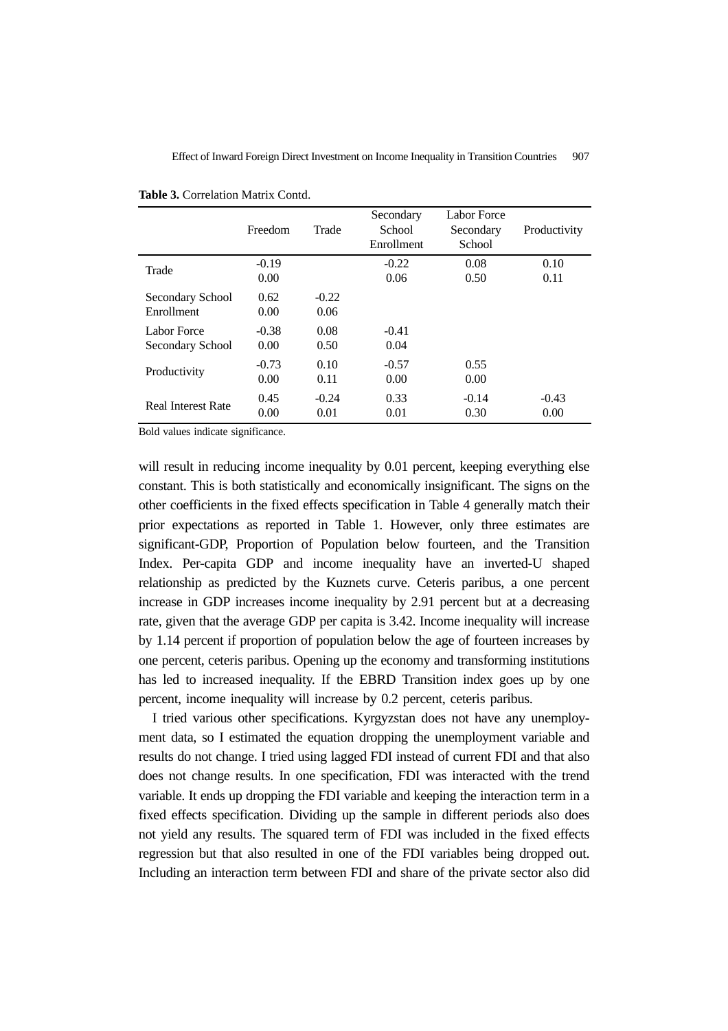**Table 3.** Correlation Matrix Contd.

| | Freedom | Trade | Secondary School Enrollment | Labor Force Secondary School | Productivity |
|---|---|---|---|---|---|
| Trade | -0.19<br>0.00 | | -0.22<br>0.06 | 0.08<br>0.50 | 0.10<br>0.11 |
| Secondary School Enrollment | 0.62<br>0.00 | -0.22<br>0.06 | | | |
| Labor Force Secondary School | -0.38<br>0.00 | 0.08<br>0.50 | -0.41<br>0.04 | | |
| Productivity | -0.73<br>0.00 | 0.10<br>0.11 | -0.57<br>0.00 | 0.55<br>0.00 | |
| Real Interest Rate | 0.45<br>0.00 | -0.24<br>0.01 | 0.33<br>0.01 | -0.14<br>0.30 | -0.43<br>0.00 |

Bold values indicate significance.

will result in reducing income inequality by 0.01 percent, keeping everything else constant. This is both statistically and economically insignificant. The signs on the other coefficients in the fixed effects specification in Table 4 generally match their prior expectations as reported in Table 1. However, only three estimates are significant-GDP, Proportion of Population below fourteen, and the Transition Index. Per-capita GDP and income inequality have an inverted-U shaped relationship as predicted by the Kuznets curve. Ceteris paribus, a one percent increase in GDP increases income inequality by 2.91 percent but at a decreasing rate, given that the average GDP per capita is 3.42. Income inequality will increase by 1.14 percent if proportion of population below the age of fourteen increases by one percent, ceteris paribus. Opening up the economy and transforming institutions has led to increased inequality. If the EBRD Transition index goes up by one percent, income inequality will increase by 0.2 percent, ceteris paribus.

I tried various other specifications. Kyrgyzstan does not have any unemployment data, so I estimated the equation dropping the unemployment variable and results do not change. I tried using lagged FDI instead of current FDI and that also does not change results. In one specification, FDI was interacted with the trend variable. It ends up dropping the FDI variable and keeping the interaction term in a fixed effects specification. Dividing up the sample in different periods also does not yield any results. The squared term of FDI was included in the fixed effects regression but that also resulted in one of the FDI variables being dropped out. Including an interaction term between FDI and share of the private sector also did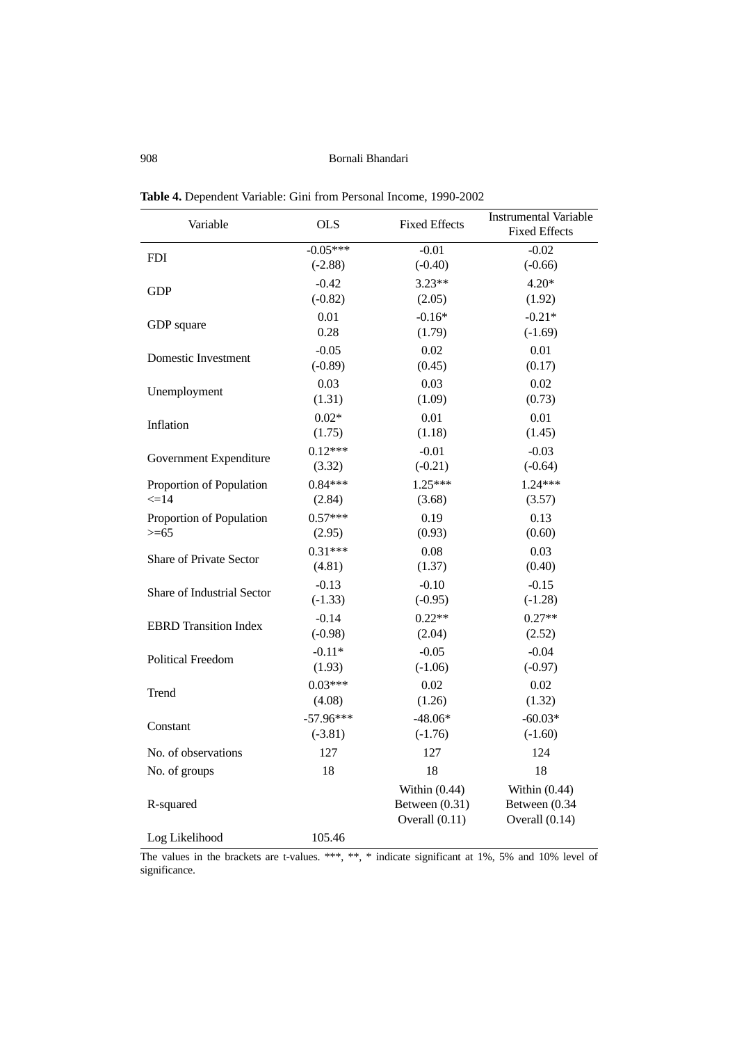**Table 4.** Dependent Variable: Gini from Personal Income, 1990-2002

| Variable | OLS | Fixed Effects | Instrumental Variable Fixed Effects |
|---|---|---|---|
| FDI | -0.05*** | -0.01 | -0.02 |
| | (-2.88) | (-0.40) | (-0.66) |
| GDP | -0.42 | 3.23** | 4.20* |
| | (-0.82) | (2.05) | (1.92) |
| GDP square | 0.01 | -0.16* | -0.21* |
| | 0.28 | (1.79) | (-1.69) |
| Domestic Investment | -0.05 | 0.02 | 0.01 |
| | (-0.89) | (0.45) | (0.17) |
| Unemployment | 0.03 | 0.03 | 0.02 |
| | (1.31) | (1.09) | (0.73) |
| Inflation | 0.02* | 0.01 | 0.01 |
| | (1.75) | (1.18) | (1.45) |
| Government Expenditure | 0.12*** | -0.01 | -0.03 |
| | (3.32) | (-0.21) | (-0.64) |
| Proportion of Population <=14 | 0.84*** | 1.25*** | 1.24*** |
| | (2.84) | (3.68) | (3.57) |
| Proportion of Population >=65 | 0.57*** | 0.19 | 0.13 |
| | (2.95) | (0.93) | (0.60) |
| Share of Private Sector | 0.31*** | 0.08 | 0.03 |
| | (4.81) | (1.37) | (0.40) |
| Share of Industrial Sector | -0.13 | -0.10 | -0.15 |
| | (-1.33) | (-0.95) | (-1.28) |
| EBRD Transition Index | -0.14 | 0.22** | 0.27** |
| | (-0.98) | (2.04) | (2.52) |
| Political Freedom | -0.11* | -0.05 | -0.04 |
| | (1.93) | (-1.06) | (-0.97) |
| Trend | 0.03*** | 0.02 | 0.02 |
| | (4.08) | (1.26) | (1.32) |
| Constant | -57.96*** | -48.06* | -60.03* |
| | (-3.81) | (-1.76) | (-1.60) |
| No. of observations | 127 | 127 | 124 |
| No. of groups | 18 | 18 | 18 |
| R-squared | | Within (0.44) Between (0.31) Overall (0.11) | Within (0.44) Between (0.34 Overall (0.14) |
| Log Likelihood | 105.46 | | |

The values in the brackets are t-values. ***, **, * indicate significant at 1%, 5% and 10% level of significance.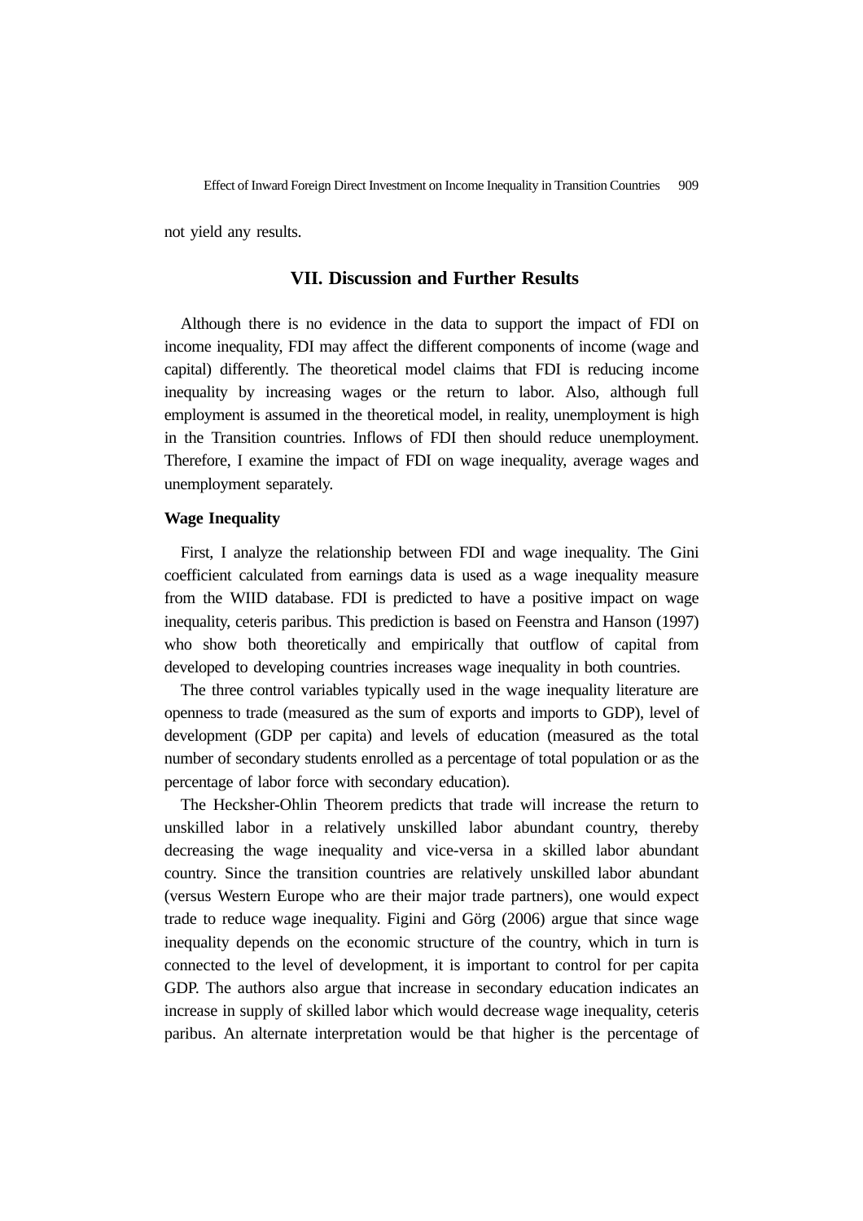not yield any results.

## VII. Discussion and Further Results

Although there is no evidence in the data to support the impact of FDI on income inequality, FDI may affect the different components of income (wage and capital) differently. The theoretical model claims that FDI is reducing income inequality by increasing wages or the return to labor. Also, although full employment is assumed in the theoretical model, in reality, unemployment is high in the Transition countries. Inflows of FDI then should reduce unemployment. Therefore, I examine the impact of FDI on wage inequality, average wages and unemployment separately.

**Wage Inequality**

First, I analyze the relationship between FDI and wage inequality. The Gini coefficient calculated from earnings data is used as a wage inequality measure from the WIID database. FDI is predicted to have a positive impact on wage inequality, ceteris paribus. This prediction is based on Feenstra and Hanson (1997) who show both theoretically and empirically that outflow of capital from developed to developing countries increases wage inequality in both countries.

The three control variables typically used in the wage inequality literature are openness to trade (measured as the sum of exports and imports to GDP), level of development (GDP per capita) and levels of education (measured as the total number of secondary students enrolled as a percentage of total population or as the percentage of labor force with secondary education).

The Hecksher-Ohlin Theorem predicts that trade will increase the return to unskilled labor in a relatively unskilled labor abundant country, thereby decreasing the wage inequality and vice-versa in a skilled labor abundant country. Since the transition countries are relatively unskilled labor abundant (versus Western Europe who are their major trade partners), one would expect trade to reduce wage inequality. Figini and Görg (2006) argue that since wage inequality depends on the economic structure of the country, which in turn is connected to the level of development, it is important to control for per capita GDP. The authors also argue that increase in secondary education indicates an increase in supply of skilled labor which would decrease wage inequality, ceteris paribus. An alternate interpretation would be that higher is the percentage of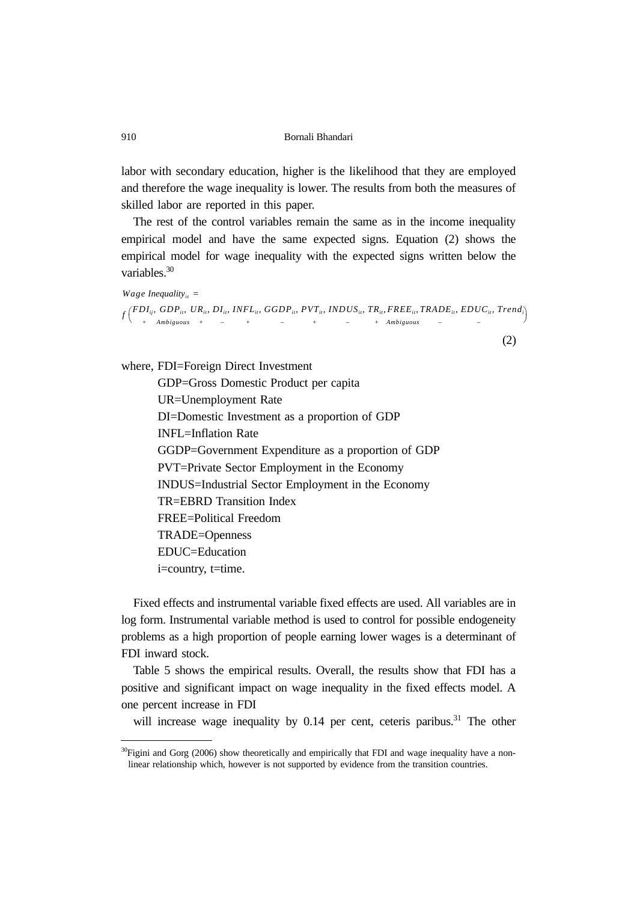labor with secondary education, higher is the likelihood that they are employed and therefore the wage inequality is lower. The results from both the measures of skilled labor are reported in this paper.

The rest of the control variables remain the same as in the income inequality empirical model and have the same expected signs. Equation (2) shows the empirical model for wage inequality with the expected signs written below the variables.[30]

$$Wage\ Inequality_{it} = f\left(\underset{+}{FDI_{ij}}, \underset{Ambiguous}{GDP_{it}}, \underset{+}{UR_{it}}, \underset{-}{DI_{it}}, \underset{+}{INFL_{it}}, \underset{-}{GGDP_{it}}, \underset{+}{PVT_{it}}, \underset{-}{INDUS_{it}}, \underset{+}{TR_{it}}, \underset{Ambiguous}{FREE_{it}}, \underset{-}{TRADE_{it}}, \underset{-}{EDUC_{it}}, Trend_{i}\right) \quad (2)$$

where, FDI=Foreign Direct Investment
GDP=Gross Domestic Product per capita
UR=Unemployment Rate
DI=Domestic Investment as a proportion of GDP
INFL=Inflation Rate
GGDP=Government Expenditure as a proportion of GDP
PVT=Private Sector Employment in the Economy
INDUS=Industrial Sector Employment in the Economy
TR=EBRD Transition Index
FREE=Political Freedom
TRADE=Openness
EDUC=Education
i=country, t=time.

Fixed effects and instrumental variable fixed effects are used. All variables are in log form. Instrumental variable method is used to control for possible endogeneity problems as a high proportion of people earning lower wages is a determinant of FDI inward stock.

Table 5 shows the empirical results. Overall, the results show that FDI has a positive and significant impact on wage inequality in the fixed effects model. A one percent increase in FDI will increase wage inequality by 0.14 per cent, ceteris paribus.[31] The other

[30]Figini and Gorg (2006) show theoretically and empirically that FDI and wage inequality have a non-linear relationship which, however is not supported by evidence from the transition countries.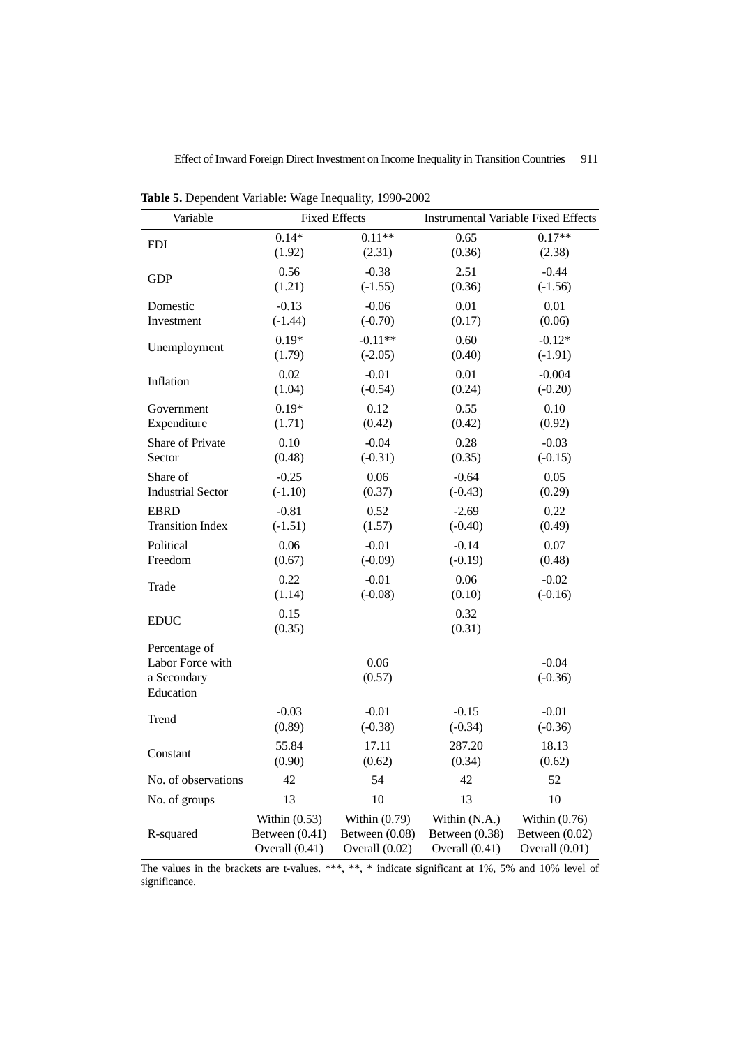**Table 5.** Dependent Variable: Wage Inequality, 1990-2002

| Variable | Fixed Effects | | Instrumental Variable Fixed Effects | |
|---|---|---|---|---|
| FDI | 0.14* (1.92) | 0.11** (2.31) | 0.65 (0.36) | 0.17** (2.38) |
| GDP | 0.56 (1.21) | -0.38 (-1.55) | 2.51 (0.36) | -0.44 (-1.56) |
| Domestic Investment | -0.13 (-1.44) | -0.06 (-0.70) | 0.01 (0.17) | 0.01 (0.06) |
| Unemployment | 0.19* (1.79) | -0.11** (-2.05) | 0.60 (0.40) | -0.12* (-1.91) |
| Inflation | 0.02 (1.04) | -0.01 (-0.54) | 0.01 (0.24) | -0.004 (-0.20) |
| Government Expenditure | 0.19* (1.71) | 0.12 (0.42) | 0.55 (0.42) | 0.10 (0.92) |
| Share of Private Sector | 0.10 (0.48) | -0.04 (-0.31) | 0.28 (0.35) | -0.03 (-0.15) |
| Share of Industrial Sector | -0.25 (-1.10) | 0.06 (0.37) | -0.64 (-0.43) | 0.05 (0.29) |
| EBRD Transition Index | -0.81 (-1.51) | 0.52 (1.57) | -2.69 (-0.40) | 0.22 (0.49) |
| Political Freedom | 0.06 (0.67) | -0.01 (-0.09) | -0.14 (-0.19) | 0.07 (0.48) |
| Trade | 0.22 (1.14) | -0.01 (-0.08) | 0.06 (0.10) | -0.02 (-0.16) |
| EDUC | 0.15 (0.35) | | 0.32 (0.31) | |
| Percentage of Labor Force with a Secondary Education | | 0.06 (0.57) | | -0.04 (-0.36) |
| Trend | -0.03 (0.89) | -0.01 (-0.38) | -0.15 (-0.34) | -0.01 (-0.36) |
| Constant | 55.84 (0.90) | 17.11 (0.62) | 287.20 (0.34) | 18.13 (0.62) |
| No. of observations | 42 | 54 | 42 | 52 |
| No. of groups | 13 | 10 | 13 | 10 |
| R-squared | Within (0.53) Between (0.41) Overall (0.41) | Within (0.79) Between (0.08) Overall (0.02) | Within (N.A.) Between (0.38) Overall (0.41) | Within (0.76) Between (0.02) Overall (0.01) |

The values in the brackets are t-values. ***, **, * indicate significant at 1%, 5% and 10% level of significance.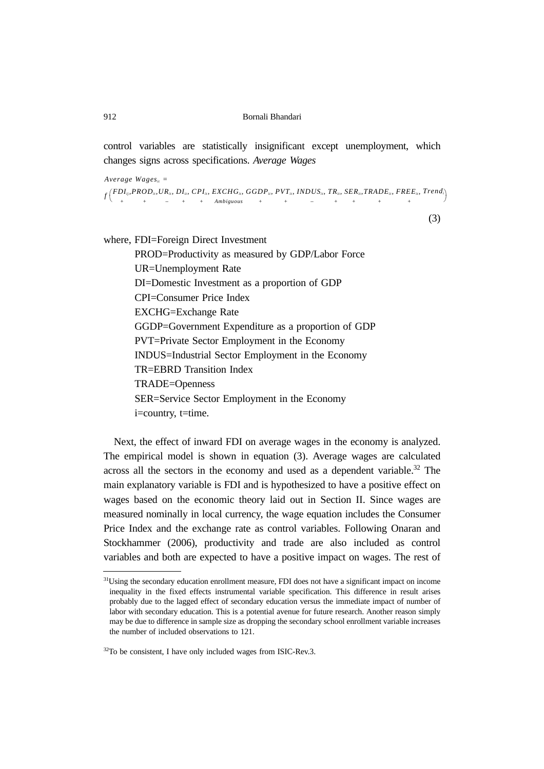control variables are statistically insignificant except unemployment, which changes signs across specifications. *Average Wages*

$$Average\ Wages_{it} = f\Big(\underset{+}{FDI_{ij}}, \underset{+}{PROD_{it}}, \underset{-}{UR_{it}}, \underset{+}{DI_{it}}, \underset{+}{CPI_{it}}, \underset{Ambiguous}{EXCHG_{it}}, \underset{+}{GGDP_{it}}, \underset{+}{PVT_{it}}, \underset{-}{INDUS_{it}}, \underset{+}{TR_{it}}, \underset{+}{SER_{it}}, \underset{+}{TRADE_{it}}, \underset{+}{FREE_{it}}, Trend\Big) \quad (3)$$

where, FDI=Foreign Direct Investment
PROD=Productivity as measured by GDP/Labor Force
UR=Unemployment Rate
DI=Domestic Investment as a proportion of GDP
CPI=Consumer Price Index
EXCHG=Exchange Rate
GGDP=Government Expenditure as a proportion of GDP
PVT=Private Sector Employment in the Economy
INDUS=Industrial Sector Employment in the Economy
TR=EBRD Transition Index
TRADE=Openness
SER=Service Sector Employment in the Economy
i=country, t=time.

Next, the effect of inward FDI on average wages in the economy is analyzed. The empirical model is shown in equation (3). Average wages are calculated across all the sectors in the economy and used as a dependent variable.[32] The main explanatory variable is FDI and is hypothesized to have a positive effect on wages based on the economic theory laid out in Section II. Since wages are measured nominally in local currency, the wage equation includes the Consumer Price Index and the exchange rate as control variables. Following Onaran and Stockhammer (2006), productivity and trade are also included as control variables and both are expected to have a positive impact on wages. The rest of

[31]Using the secondary education enrollment measure, FDI does not have a significant impact on income inequality in the fixed effects instrumental variable specification. This difference in result arises probably due to the lagged effect of secondary education versus the immediate impact of number of labor with secondary education. This is a potential avenue for future research. Another reason simply may be due to difference in sample size as dropping the secondary school enrollment variable increases the number of included observations to 121.

[32]To be consistent, I have only included wages from ISIC-Rev.3.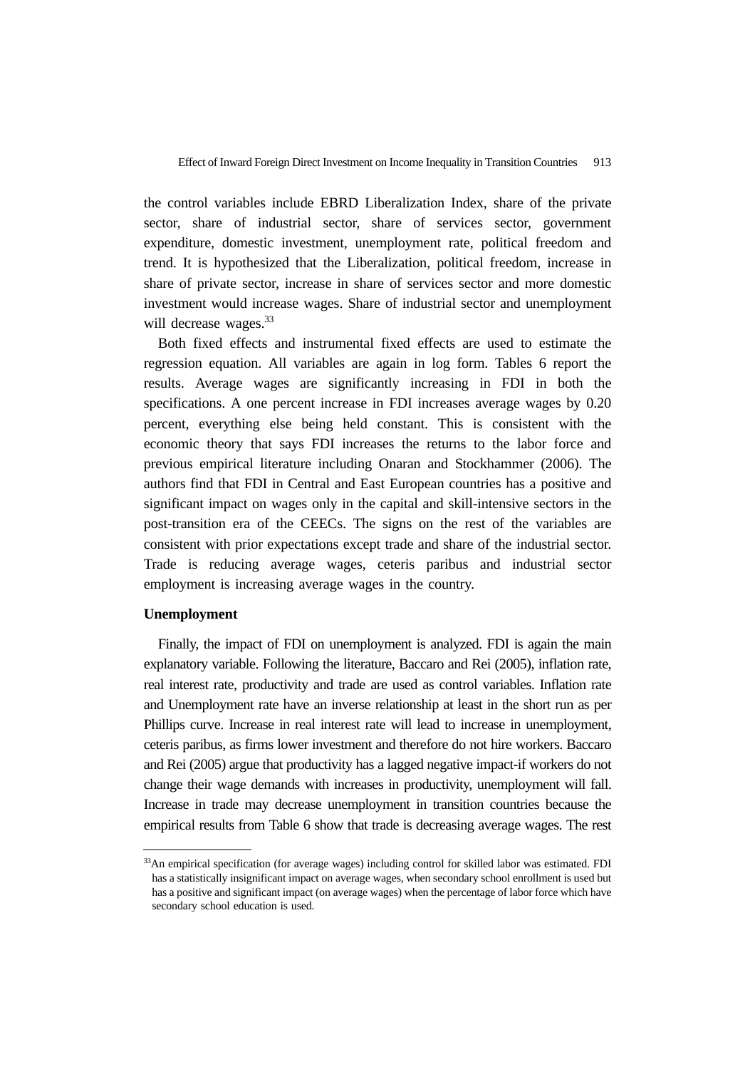the control variables include EBRD Liberalization Index, share of the private sector, share of industrial sector, share of services sector, government expenditure, domestic investment, unemployment rate, political freedom and trend. It is hypothesized that the Liberalization, political freedom, increase in share of private sector, increase in share of services sector and more domestic investment would increase wages. Share of industrial sector and unemployment will decrease wages.[33]

Both fixed effects and instrumental fixed effects are used to estimate the regression equation. All variables are again in log form. Tables 6 report the results. Average wages are significantly increasing in FDI in both the specifications. A one percent increase in FDI increases average wages by 0.20 percent, everything else being held constant. This is consistent with the economic theory that says FDI increases the returns to the labor force and previous empirical literature including Onaran and Stockhammer (2006). The authors find that FDI in Central and East European countries has a positive and significant impact on wages only in the capital and skill-intensive sectors in the post-transition era of the CEECs. The signs on the rest of the variables are consistent with prior expectations except trade and share of the industrial sector. Trade is reducing average wages, ceteris paribus and industrial sector employment is increasing average wages in the country.

**Unemployment**

Finally, the impact of FDI on unemployment is analyzed. FDI is again the main explanatory variable. Following the literature, Baccaro and Rei (2005), inflation rate, real interest rate, productivity and trade are used as control variables. Inflation rate and Unemployment rate have an inverse relationship at least in the short run as per Phillips curve. Increase in real interest rate will lead to increase in unemployment, ceteris paribus, as firms lower investment and therefore do not hire workers. Baccaro and Rei (2005) argue that productivity has a lagged negative impact-if workers do not change their wage demands with increases in productivity, unemployment will fall. Increase in trade may decrease unemployment in transition countries because the empirical results from Table 6 show that trade is decreasing average wages. The rest

[33]An empirical specification (for average wages) including control for skilled labor was estimated. FDI has a statistically insignificant impact on average wages, when secondary school enrollment is used but has a positive and significant impact (on average wages) when the percentage of labor force which have secondary school education is used.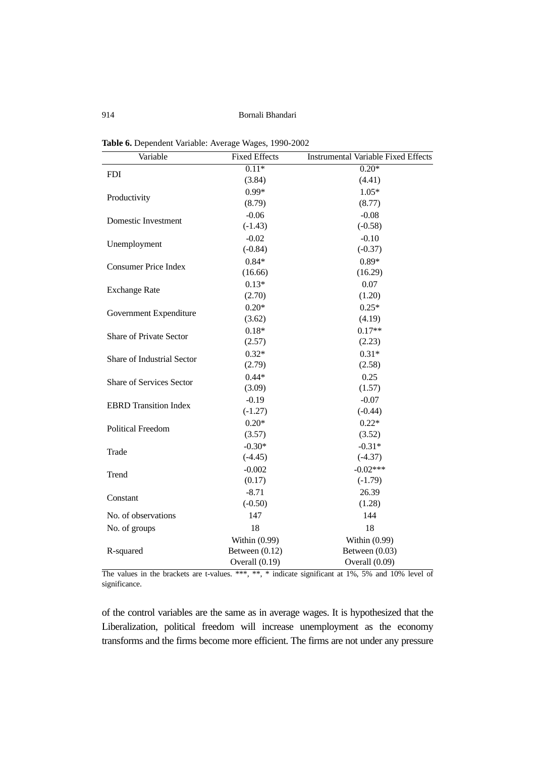**Table 6.** Dependent Variable: Average Wages, 1990-2002

| Variable | Fixed Effects | Instrumental Variable Fixed Effects |
|---|---|---|
| FDI | 0.11* | 0.20* |
| | (3.84) | (4.41) |
| Productivity | 0.99* | 1.05* |
| | (8.79) | (8.77) |
| Domestic Investment | -0.06 | -0.08 |
| | (-1.43) | (-0.58) |
| Unemployment | -0.02 | -0.10 |
| | (-0.84) | (-0.37) |
| Consumer Price Index | 0.84* | 0.89* |
| | (16.66) | (16.29) |
| Exchange Rate | 0.13* | 0.07 |
| | (2.70) | (1.20) |
| Government Expenditure | 0.20* | 0.25* |
| | (3.62) | (4.19) |
| Share of Private Sector | 0.18* | 0.17** |
| | (2.57) | (2.23) |
| Share of Industrial Sector | 0.32* | 0.31* |
| | (2.79) | (2.58) |
| Share of Services Sector | 0.44* | 0.25 |
| | (3.09) | (1.57) |
| EBRD Transition Index | -0.19 | -0.07 |
| | (-1.27) | (-0.44) |
| Political Freedom | 0.20* | 0.22* |
| | (3.57) | (3.52) |
| Trade | -0.30* | -0.31* |
| | (-4.45) | (-4.37) |
| Trend | -0.002 | -0.02*** |
| | (0.17) | (-1.79) |
| Constant | -8.71 | 26.39 |
| | (-0.50) | (1.28) |
| No. of observations | 147 | 144 |
| No. of groups | 18 | 18 |
| R-squared | Within (0.99) | Within (0.99) |
| | Between (0.12) | Between (0.03) |
| | Overall (0.19) | Overall (0.09) |

The values in the brackets are t-values. ***, **, * indicate significant at 1%, 5% and 10% level of significance.

of the control variables are the same as in average wages. It is hypothesized that the Liberalization, political freedom will increase unemployment as the economy transforms and the firms become more efficient. The firms are not under any pressure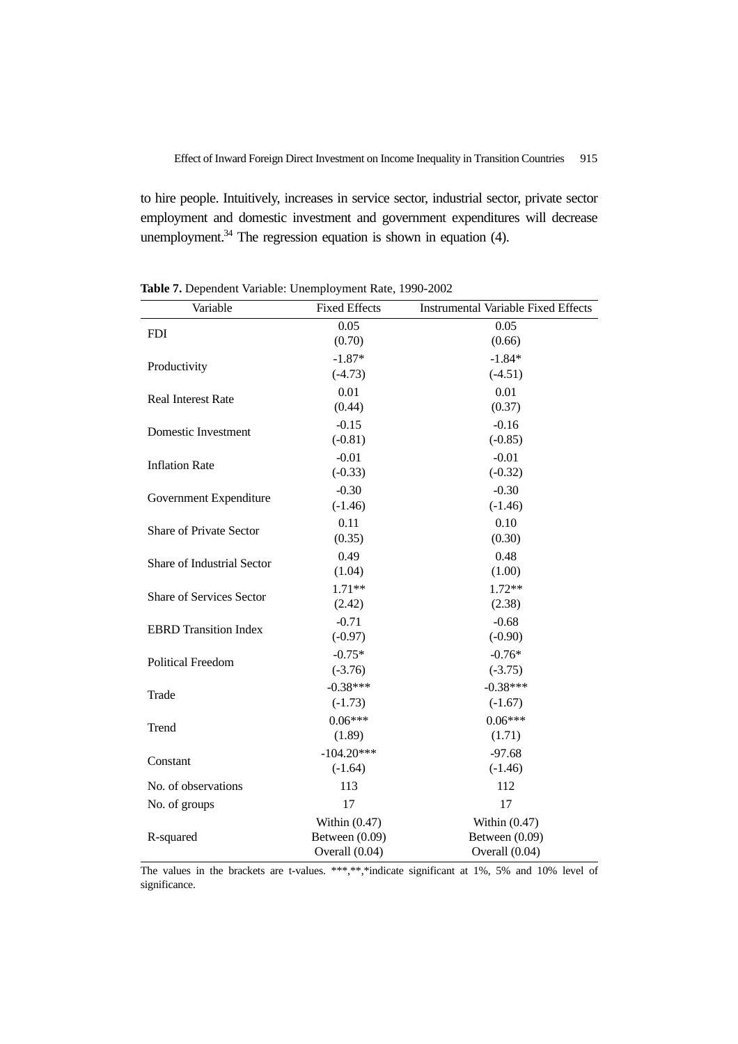to hire people. Intuitively, increases in service sector, industrial sector, private sector employment and domestic investment and government expenditures will decrease unemployment.[34] The regression equation is shown in equation (4).

**Table 7.** Dependent Variable: Unemployment Rate, 1990-2002

| Variable | Fixed Effects | Instrumental Variable Fixed Effects |
|---|---|---|
| FDI | 0.05<br>(0.70) | 0.05<br>(0.66) |
| Productivity | -1.87*<br>(-4.73) | -1.84*<br>(-4.51) |
| Real Interest Rate | 0.01<br>(0.44) | 0.01<br>(0.37) |
| Domestic Investment | -0.15<br>(-0.81) | -0.16<br>(-0.85) |
| Inflation Rate | -0.01<br>(-0.33) | -0.01<br>(-0.32) |
| Government Expenditure | -0.30<br>(-1.46) | -0.30<br>(-1.46) |
| Share of Private Sector | 0.11<br>(0.35) | 0.10<br>(0.30) |
| Share of Industrial Sector | 0.49<br>(1.04) | 0.48<br>(1.00) |
| Share of Services Sector | 1.71**<br>(2.42) | 1.72**<br>(2.38) |
| EBRD Transition Index | -0.71<br>(-0.97) | -0.68<br>(-0.90) |
| Political Freedom | -0.75*<br>(-3.76) | -0.76*<br>(-3.75) |
| Trade | -0.38***<br>(-1.73) | -0.38***<br>(-1.67) |
| Trend | 0.06***<br>(1.89) | 0.06***<br>(1.71) |
| Constant | -104.20***<br>(-1.64) | -97.68<br>(-1.46) |
| No. of observations | 113 | 112 |
| No. of groups | 17 | 17 |
| R-squared | Within (0.47)<br>Between (0.09)<br>Overall (0.04) | Within (0.47)<br>Between (0.09)<br>Overall (0.04) |

The values in the brackets are t-values. ***,**,*indicate significant at 1%, 5% and 10% level of significance.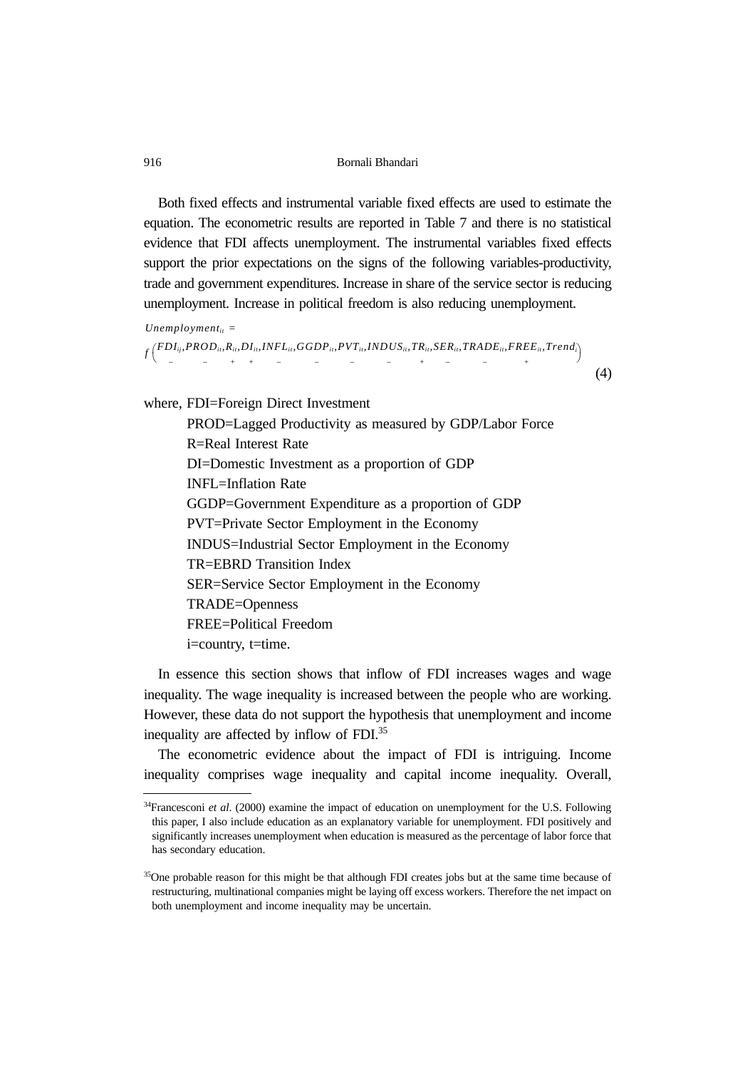Both fixed effects and instrumental variable fixed effects are used to estimate the equation. The econometric results are reported in Table 7 and there is no statistical evidence that FDI affects unemployment. The instrumental variables fixed effects support the prior expectations on the signs of the following variables-productivity, trade and government expenditures. Increase in share of the service sector is reducing unemployment. Increase in political freedom is also reducing unemployment.

$$Unemployment_{it} = f\left(\underset{-}{FDI_{ij}}, \underset{-}{PROD_{it}}, \underset{+}{R_{it}}, \underset{+}{DI_{it}}, \underset{-}{INFL_{it}}, \underset{-}{GGDP_{it}}, \underset{-}{PVT_{it}}, \underset{-}{INDUS_{it}}, \underset{+}{TR_{it}}, \underset{-}{SER_{it}}, \underset{-}{TRADE_{it}}, \underset{+}{FREE_{it}}, Trend_{i}\right) \tag{4}$$

where, FDI=Foreign Direct Investment

PROD=Lagged Productivity as measured by GDP/Labor Force
R=Real Interest Rate
DI=Domestic Investment as a proportion of GDP
INFL=Inflation Rate
GGDP=Government Expenditure as a proportion of GDP
PVT=Private Sector Employment in the Economy
INDUS=Industrial Sector Employment in the Economy
TR=EBRD Transition Index
SER=Service Sector Employment in the Economy
TRADE=Openness
FREE=Political Freedom
i=country, t=time.

In essence this section shows that inflow of FDI increases wages and wage inequality. The wage inequality is increased between the people who are working. However, these data do not support the hypothesis that unemployment and income inequality are affected by inflow of FDI.[35]

The econometric evidence about the impact of FDI is intriguing. Income inequality comprises wage inequality and capital income inequality. Overall,

---

[34]Francesconi *et al*. (2000) examine the impact of education on unemployment for the U.S. Following this paper, I also include education as an explanatory variable for unemployment. FDI positively and significantly increases unemployment when education is measured as the percentage of labor force that has secondary education.

[35]One probable reason for this might be that although FDI creates jobs but at the same time because of restructuring, multinational companies might be laying off excess workers. Therefore the net impact on both unemployment and income inequality may be uncertain.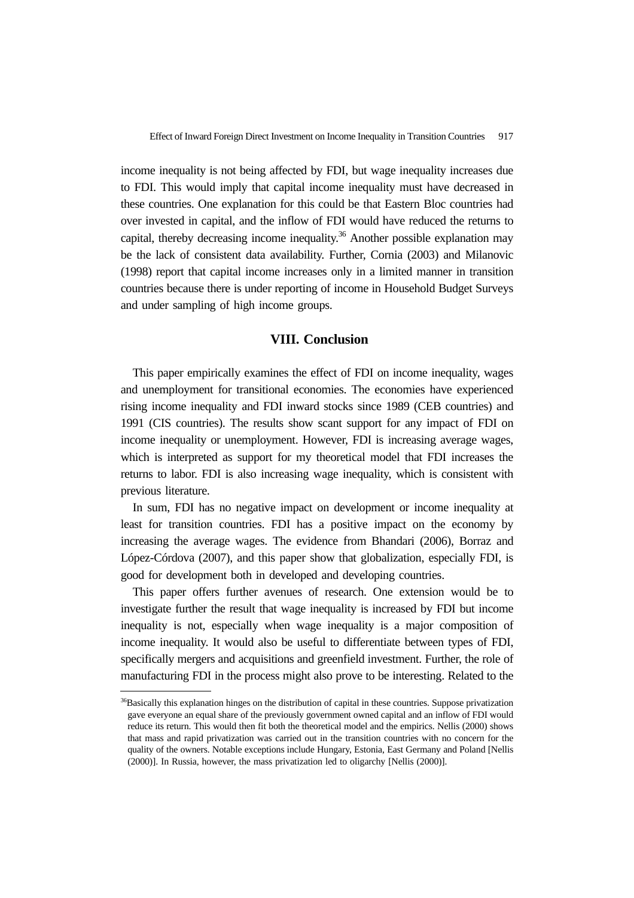income inequality is not being affected by FDI, but wage inequality increases due to FDI. This would imply that capital income inequality must have decreased in these countries. One explanation for this could be that Eastern Bloc countries had over invested in capital, and the inflow of FDI would have reduced the returns to capital, thereby decreasing income inequality.[36] Another possible explanation may be the lack of consistent data availability. Further, Cornia (2003) and Milanovic (1998) report that capital income increases only in a limited manner in transition countries because there is under reporting of income in Household Budget Surveys and under sampling of high income groups.

## VIII. Conclusion

This paper empirically examines the effect of FDI on income inequality, wages and unemployment for transitional economies. The economies have experienced rising income inequality and FDI inward stocks since 1989 (CEB countries) and 1991 (CIS countries). The results show scant support for any impact of FDI on income inequality or unemployment. However, FDI is increasing average wages, which is interpreted as support for my theoretical model that FDI increases the returns to labor. FDI is also increasing wage inequality, which is consistent with previous literature.

In sum, FDI has no negative impact on development or income inequality at least for transition countries. FDI has a positive impact on the economy by increasing the average wages. The evidence from Bhandari (2006), Borraz and López-Córdova (2007), and this paper show that globalization, especially FDI, is good for development both in developed and developing countries.

This paper offers further avenues of research. One extension would be to investigate further the result that wage inequality is increased by FDI but income inequality is not, especially when wage inequality is a major composition of income inequality. It would also be useful to differentiate between types of FDI, specifically mergers and acquisitions and greenfield investment. Further, the role of manufacturing FDI in the process might also prove to be interesting. Related to the

---

[36]Basically this explanation hinges on the distribution of capital in these countries. Suppose privatization gave everyone an equal share of the previously government owned capital and an inflow of FDI would reduce its return. This would then fit both the theoretical model and the empirics. Nellis (2000) shows that mass and rapid privatization was carried out in the transition countries with no concern for the quality of the owners. Notable exceptions include Hungary, Estonia, East Germany and Poland [Nellis (2000)]. In Russia, however, the mass privatization led to oligarchy [Nellis (2000)].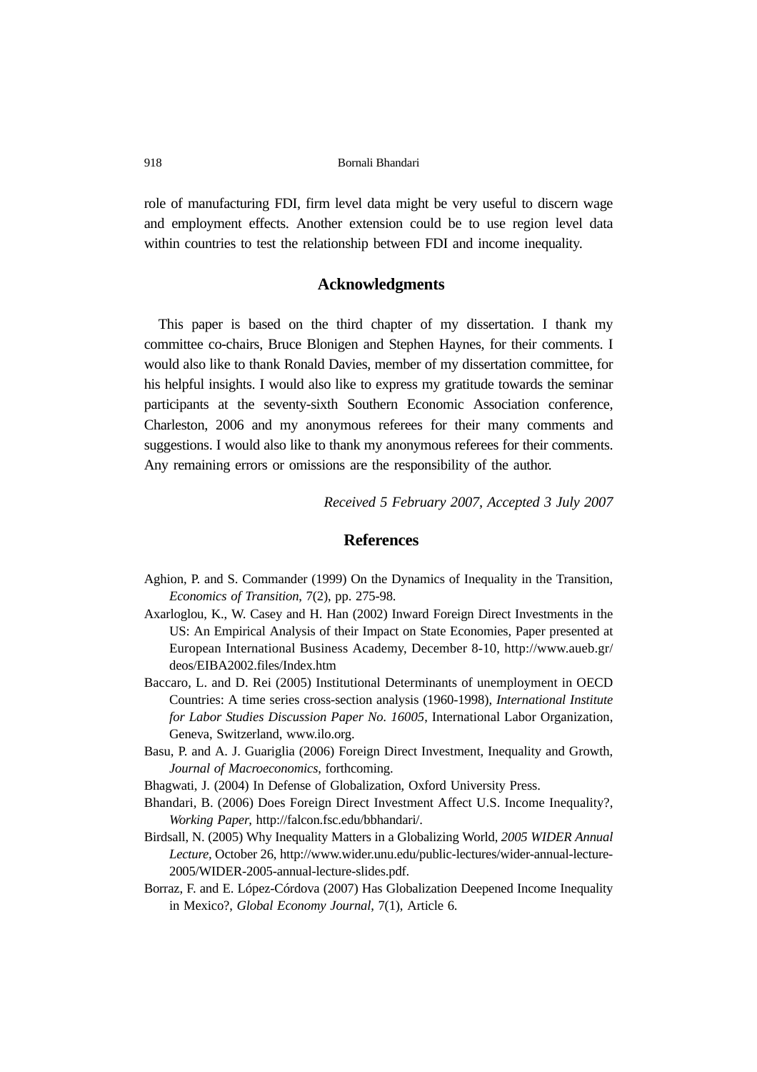role of manufacturing FDI, firm level data might be very useful to discern wage and employment effects. Another extension could be to use region level data within countries to test the relationship between FDI and income inequality.

## Acknowledgments

This paper is based on the third chapter of my dissertation. I thank my committee co-chairs, Bruce Blonigen and Stephen Haynes, for their comments. I would also like to thank Ronald Davies, member of my dissertation committee, for his helpful insights. I would also like to express my gratitude towards the seminar participants at the seventy-sixth Southern Economic Association conference, Charleston, 2006 and my anonymous referees for their many comments and suggestions. I would also like to thank my anonymous referees for their comments. Any remaining errors or omissions are the responsibility of the author.

*Received 5 February 2007, Accepted 3 July 2007*

## References

Aghion, P. and S. Commander (1999) On the Dynamics of Inequality in the Transition, *Economics of Transition*, 7(2), pp. 275-98.

Axarloglou, K., W. Casey and H. Han (2002) Inward Foreign Direct Investments in the US: An Empirical Analysis of their Impact on State Economies, Paper presented at European International Business Academy, December 8-10, http://www.aueb.gr/deos/EIBA2002.files/Index.htm

Baccaro, L. and D. Rei (2005) Institutional Determinants of unemployment in OECD Countries: A time series cross-section analysis (1960-1998), *International Institute for Labor Studies Discussion Paper No. 16005*, International Labor Organization, Geneva, Switzerland, www.ilo.org.

Basu, P. and A. J. Guariglia (2006) Foreign Direct Investment, Inequality and Growth, *Journal of Macroeconomics*, forthcoming.

Bhagwati, J. (2004) In Defense of Globalization, Oxford University Press.

Bhandari, B. (2006) Does Foreign Direct Investment Affect U.S. Income Inequality?, *Working Paper*, http://falcon.fsc.edu/bbhandari/.

Birdsall, N. (2005) Why Inequality Matters in a Globalizing World, *2005 WIDER Annual Lecture*, October 26, http://www.wider.unu.edu/public-lectures/wider-annual-lecture-2005/WIDER-2005-annual-lecture-slides.pdf.

Borraz, F. and E. López-Córdova (2007) Has Globalization Deepened Income Inequality in Mexico?, *Global Economy Journal*, 7(1), Article 6.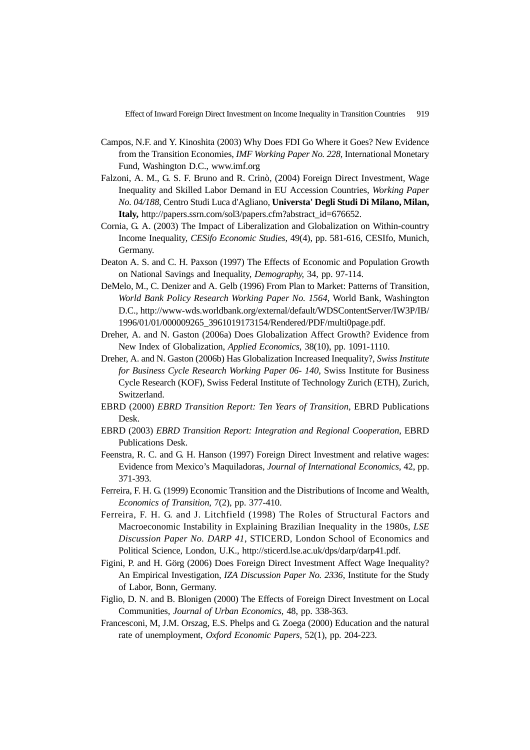Campos, N.F. and Y. Kinoshita (2003) Why Does FDI Go Where it Goes? New Evidence from the Transition Economies, *IMF Working Paper No. 228*, International Monetary Fund, Washington D.C., www.imf.org

Falzoni, A. M., G. S. F. Bruno and R. Crinò, (2004) Foreign Direct Investment, Wage Inequality and Skilled Labor Demand in EU Accession Countries, *Working Paper No. 04/188*, Centro Studi Luca d'Agliano, **Universta' Degli Studi Di Milano, Milan, Italy,** http://papers.ssrn.com/sol3/papers.cfm?abstract_id=676652.

Cornia, G. A. (2003) The Impact of Liberalization and Globalization on Within-country Income Inequality, *CESifo Economic Studies*, 49(4), pp. 581-616, CESIfo, Munich, Germany.

Deaton A. S. and C. H. Paxson (1997) The Effects of Economic and Population Growth on National Savings and Inequality, *Demography*, 34, pp. 97-114.

DeMelo, M., C. Denizer and A. Gelb (1996) From Plan to Market: Patterns of Transition, *World Bank Policy Research Working Paper No. 1564*, World Bank, Washington D.C., http://www-wds.worldbank.org/external/default/WDSContentServer/IW3P/IB/1996/01/01/000009265_3961019173154/Rendered/PDF/multi0page.pdf.

Dreher, A. and N. Gaston (2006a) Does Globalization Affect Growth? Evidence from New Index of Globalization, *Applied Economics*, 38(10), pp. 1091-1110.

Dreher, A. and N. Gaston (2006b) Has Globalization Increased Inequality?, *Swiss Institute for Business Cycle Research Working Paper 06- 140*, Swiss Institute for Business Cycle Research (KOF), Swiss Federal Institute of Technology Zurich (ETH), Zurich, Switzerland.

EBRD (2000) *EBRD Transition Report: Ten Years of Transition*, EBRD Publications Desk.

EBRD (2003) *EBRD Transition Report: Integration and Regional Cooperation*, EBRD Publications Desk.

Feenstra, R. C. and G. H. Hanson (1997) Foreign Direct Investment and relative wages: Evidence from Mexico's Maquiladoras, *Journal of International Economics*, 42, pp. 371-393.

Ferreira, F. H. G. (1999) Economic Transition and the Distributions of Income and Wealth, *Economics of Transition*, 7(2), pp. 377-410.

Ferreira, F. H. G. and J. Litchfield (1998) The Roles of Structural Factors and Macroeconomic Instability in Explaining Brazilian Inequality in the 1980s, *LSE Discussion Paper No. DARP 41*, STICERD, London School of Economics and Political Science, London, U.K., http://sticerd.lse.ac.uk/dps/darp/darp41.pdf.

Figini, P. and H. Görg (2006) Does Foreign Direct Investment Affect Wage Inequality? An Empirical Investigation, *IZA Discussion Paper No. 2336*, Institute for the Study of Labor, Bonn, Germany.

Figlio, D. N. and B. Blonigen (2000) The Effects of Foreign Direct Investment on Local Communities, *Journal of Urban Economics*, 48, pp. 338-363.

Francesconi, M, J.M. Orszag, E.S. Phelps and G. Zoega (2000) Education and the natural rate of unemployment, *Oxford Economic Papers*, 52(1), pp. 204-223.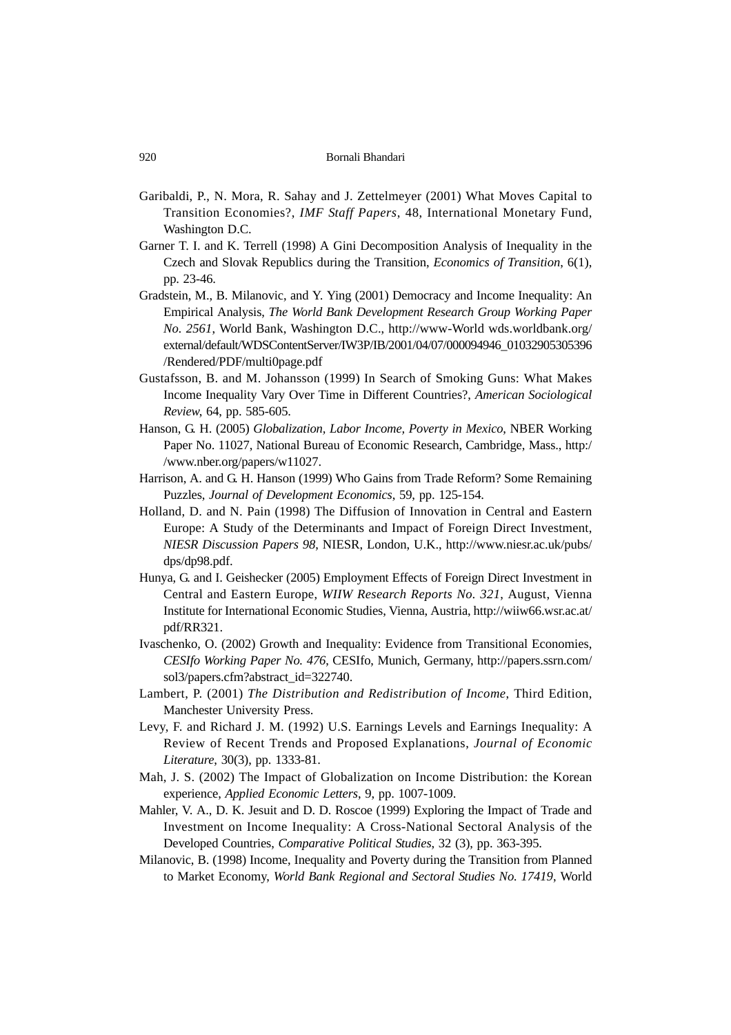Garibaldi, P., N. Mora, R. Sahay and J. Zettelmeyer (2001) What Moves Capital to Transition Economies?, *IMF Staff Papers*, 48, International Monetary Fund, Washington D.C.

Garner T. I. and K. Terrell (1998) A Gini Decomposition Analysis of Inequality in the Czech and Slovak Republics during the Transition, *Economics of Transition*, 6(1), pp. 23-46.

Gradstein, M., B. Milanovic, and Y. Ying (2001) Democracy and Income Inequality: An Empirical Analysis, *The World Bank Development Research Group Working Paper No. 2561*, World Bank, Washington D.C., http://www-World wds.worldbank.org/external/default/WDSContentServer/IW3P/IB/2001/04/07/000094946_01032905305396/Rendered/PDF/multi0page.pdf

Gustafsson, B. and M. Johansson (1999) In Search of Smoking Guns: What Makes Income Inequality Vary Over Time in Different Countries?, *American Sociological Review*, 64, pp. 585-605.

Hanson, G. H. (2005) *Globalization, Labor Income, Poverty in Mexico*, NBER Working Paper No. 11027, National Bureau of Economic Research, Cambridge, Mass., http://www.nber.org/papers/w11027.

Harrison, A. and G. H. Hanson (1999) Who Gains from Trade Reform? Some Remaining Puzzles, *Journal of Development Economics*, 59, pp. 125-154.

Holland, D. and N. Pain (1998) The Diffusion of Innovation in Central and Eastern Europe: A Study of the Determinants and Impact of Foreign Direct Investment, *NIESR Discussion Papers 98*, NIESR, London, U.K., http://www.niesr.ac.uk/pubs/dps/dp98.pdf.

Hunya, G. and I. Geishecker (2005) Employment Effects of Foreign Direct Investment in Central and Eastern Europe, *WIIW Research Reports No. 321*, August, Vienna Institute for International Economic Studies, Vienna, Austria, http://wiiw66.wsr.ac.at/pdf/RR321.

Ivaschenko, O. (2002) Growth and Inequality: Evidence from Transitional Economies, *CESIfo Working Paper No. 476*, CESIfo, Munich, Germany, http://papers.ssrn.com/sol3/papers.cfm?abstract_id=322740.

Lambert, P. (2001) *The Distribution and Redistribution of Income*, Third Edition, Manchester University Press.

Levy, F. and Richard J. M. (1992) U.S. Earnings Levels and Earnings Inequality: A Review of Recent Trends and Proposed Explanations, *Journal of Economic Literature*, 30(3), pp. 1333-81.

Mah, J. S. (2002) The Impact of Globalization on Income Distribution: the Korean experience, *Applied Economic Letters*, 9, pp. 1007-1009.

Mahler, V. A., D. K. Jesuit and D. D. Roscoe (1999) Exploring the Impact of Trade and Investment on Income Inequality: A Cross-National Sectoral Analysis of the Developed Countries, *Comparative Political Studies*, 32 (3), pp. 363-395.

Milanovic, B. (1998) Income, Inequality and Poverty during the Transition from Planned to Market Economy, *World Bank Regional and Sectoral Studies No. 17419*, World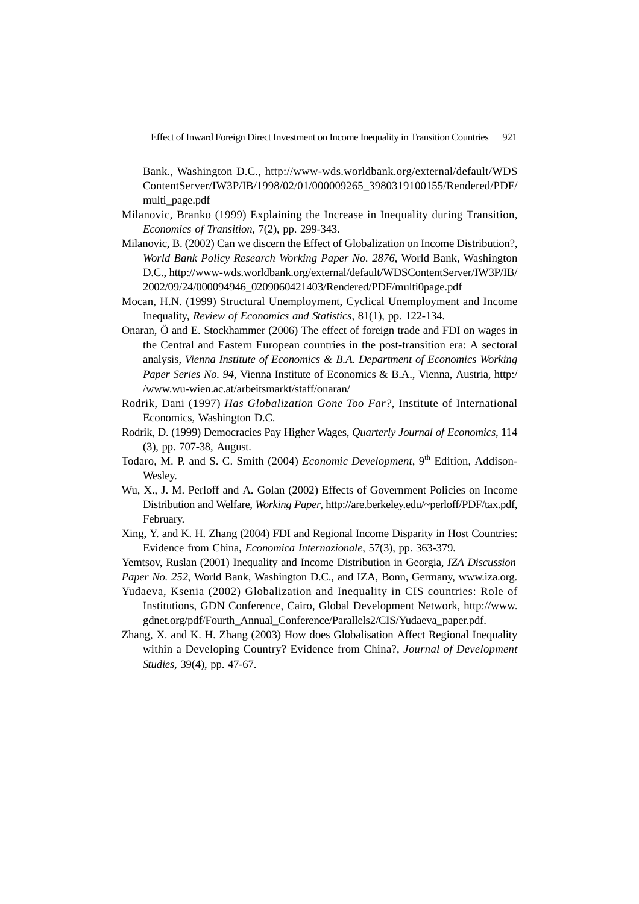Bank., Washington D.C., http://www-wds.worldbank.org/external/default/WDSContentServer/IW3P/IB/1998/02/01/000009265_3980319100155/Rendered/PDF/multi_page.pdf

Milanovic, Branko (1999) Explaining the Increase in Inequality during Transition, *Economics of Transition*, 7(2), pp. 299-343.

Milanovic, B. (2002) Can we discern the Effect of Globalization on Income Distribution?, *World Bank Policy Research Working Paper No. 2876*, World Bank, Washington D.C., http://www-wds.worldbank.org/external/default/WDSContentServer/IW3P/IB/2002/09/24/000094946_0209060421403/Rendered/PDF/multi0page.pdf

Mocan, H.N. (1999) Structural Unemployment, Cyclical Unemployment and Income Inequality, *Review of Economics and Statistics*, 81(1), pp. 122-134.

Onaran, Ö and E. Stockhammer (2006) The effect of foreign trade and FDI on wages in the Central and Eastern European countries in the post-transition era: A sectoral analysis, *Vienna Institute of Economics & B.A. Department of Economics Working Paper Series No. 94*, Vienna Institute of Economics & B.A., Vienna, Austria, http://www.wu-wien.ac.at/arbeitsmarkt/staff/onaran/

Rodrik, Dani (1997) *Has Globalization Gone Too Far?*, Institute of International Economics, Washington D.C.

Rodrik, D. (1999) Democracies Pay Higher Wages, *Quarterly Journal of Economics*, 114 (3), pp. 707-38, August.

Todaro, M. P. and S. C. Smith (2004) *Economic Development*, 9th Edition, Addison-Wesley.

Wu, X., J. M. Perloff and A. Golan (2002) Effects of Government Policies on Income Distribution and Welfare, *Working Paper*, http://are.berkeley.edu/~perloff/PDF/tax.pdf, February.

Xing, Y. and K. H. Zhang (2004) FDI and Regional Income Disparity in Host Countries: Evidence from China, *Economica Internazionale*, 57(3), pp. 363-379.

Yemtsov, Ruslan (2001) Inequality and Income Distribution in Georgia, *IZA Discussion Paper No. 252*, World Bank, Washington D.C., and IZA, Bonn, Germany, www.iza.org.

Yudaeva, Ksenia (2002) Globalization and Inequality in CIS countries: Role of Institutions, GDN Conference, Cairo, Global Development Network, http://www.gdnet.org/pdf/Fourth_Annual_Conference/Parallels2/CIS/Yudaeva_paper.pdf.

Zhang, X. and K. H. Zhang (2003) How does Globalisation Affect Regional Inequality within a Developing Country? Evidence from China?, *Journal of Development Studies*, 39(4), pp. 47-67.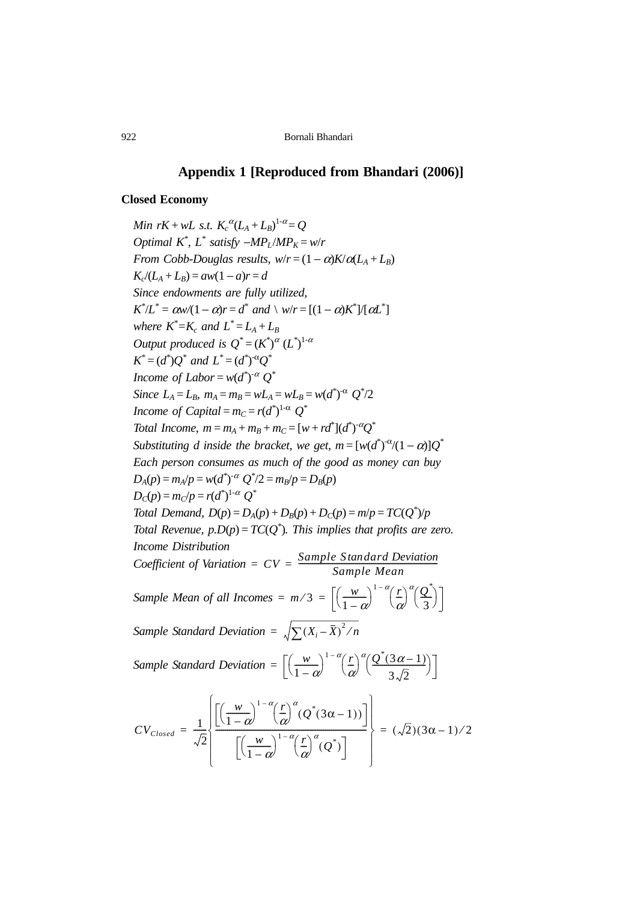## Appendix 1 [Reproduced from Bhandari (2006)]

### Closed Economy

*Min* $rK + wL$ *s.t.* $K_c^{\alpha}(L_A + L_B)^{1-\alpha} = Q$

*Optimal* $K^*$, $L^*$ *satisfy* $-MP_L/MP_K = w/r$

*From Cobb-Douglas results,* $w/r = (1 - \alpha)K/\alpha(L_A + L_B)$

$K_c/(L_A + L_B) = aw(1 - a)r = d$

*Since endowments are fully utilized,*

$K^*/L^* = \alpha w/(1 - \alpha)r = d^*$ *and* \ $w/r = [(1 - \alpha)K^*]/[\alpha L^*]$

*where* $K^* = K_c$ *and* $L^* = L_A + L_B$

*Output produced is* $Q^* = (K^*)^{\alpha} (L^*)^{1-\alpha}$

$K^* = (d^*)Q^*$ *and* $L^* = (d^*)^{-\alpha}Q^*$

*Income of Labor* $= w(d^*)^{-\alpha} Q^*$

*Since* $L_A = L_B$, $m_A = m_B = wL_A = wL_B = w(d^*)^{-\alpha} Q^*/2$

*Income of Capital* $= m_C = r(d^*)^{1-\alpha} Q^*$

*Total Income,* $m = m_A + m_B + m_C = [w + rd^*](d^*)^{-\alpha}Q^*$

*Substituting d inside the bracket, we get,* $m = [w(d^*)^{-\alpha}/(1 - \alpha)]Q^*$

*Each person consumes as much of the good as money can buy*

$D_A(p) = m_A/p = w(d^*)^{-\alpha} Q^*/2 = m_B/p = D_B(p)$

$D_C(p) = m_C/p = r(d^*)^{1-\alpha} Q^*$

*Total Demand,* $D(p) = D_A(p) + D_B(p) + D_C(p) = m/p = TC(Q^*)/p$

*Total Revenue,* $p.D(p) = TC(Q^*)$. *This implies that profits are zero.*

*Income Distribution*

$$\text{Coefficient of Variation} = CV = \frac{\text{Sample Standard Deviation}}{\text{Sample Mean}}$$

$$\text{Sample Mean of all Incomes} = m/3 = \left[\left(\frac{w}{1-\alpha}\right)^{1-\alpha}\left(\frac{r}{\alpha}\right)^{\alpha}\left(\frac{Q^*}{3}\right)\right]$$

$$\text{Sample Standard Deviation} = \sqrt{\sum (X_i - \bar{X})^2 / n}$$

$$\text{Sample Standard Deviation} = \left[\left(\frac{w}{1-\alpha}\right)^{1-\alpha}\left(\frac{r}{\alpha}\right)^{\alpha}\left(\frac{Q^*(3\alpha - 1)}{3\sqrt{2}}\right)\right]$$

$$CV_{Closed} = \frac{1}{\sqrt{2}}\left\{\frac{\left[\left(\frac{w}{1-\alpha}\right)^{1-\alpha}\left(\frac{r}{\alpha}\right)^{\alpha}(Q^*(3\alpha - 1))\right]}{\left[\left(\frac{w}{1-\alpha}\right)^{1-\alpha}\left(\frac{r}{\alpha}\right)^{\alpha}(Q^*)\right]}\right\} = (\sqrt{2})(3\alpha - 1)/2$$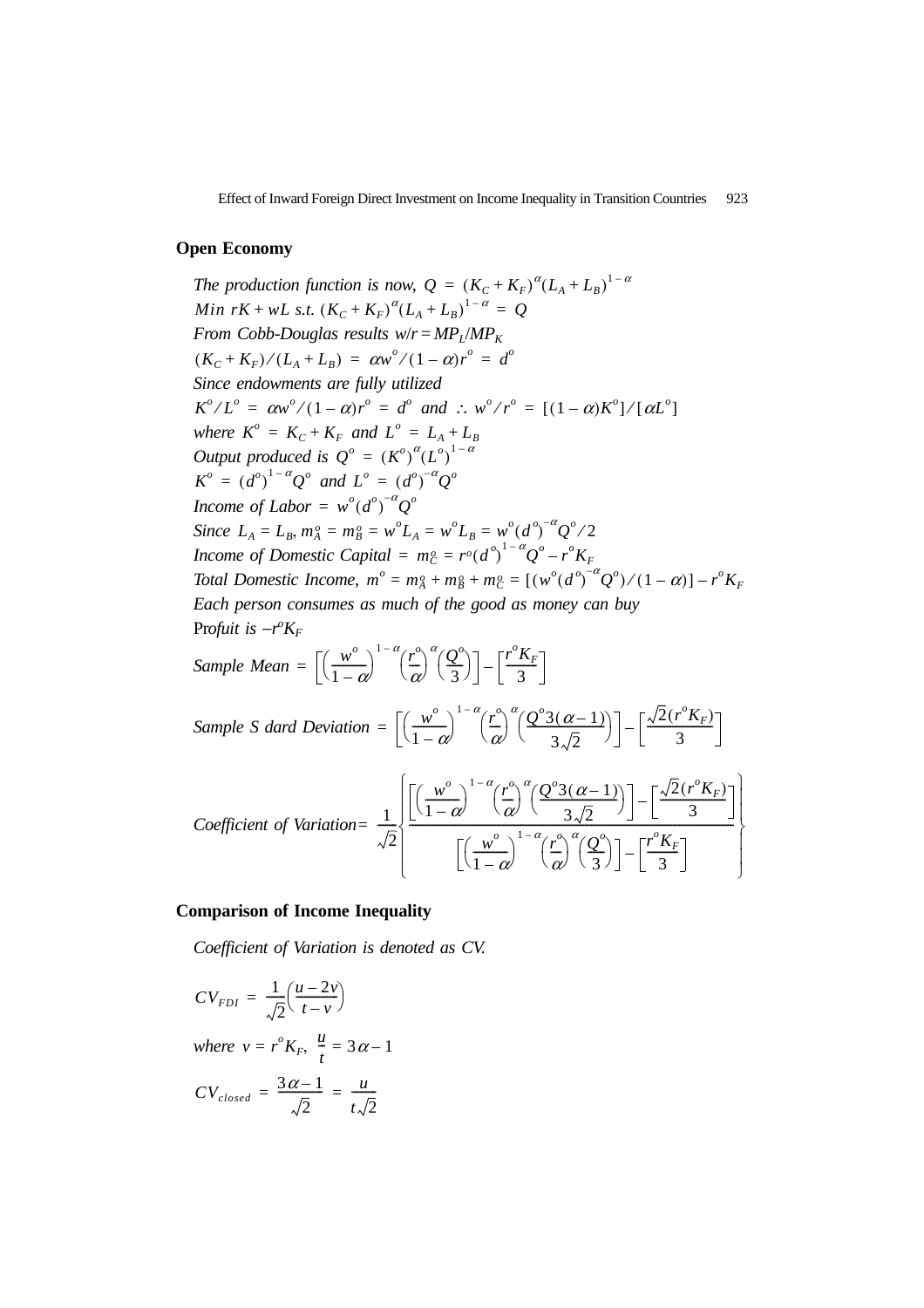## Open Economy

*The production function is now,* $Q = (K_C + K_F)^{\alpha}(L_A + L_B)^{1-\alpha}$

$Min\ rK + wL$ *s.t.* $(K_C + K_F)^{\alpha}(L_A + L_B)^{1-\alpha} = Q$

*From Cobb-Douglas results* $w/r = MP_L/MP_K$

$(K_C + K_F)/(L_A + L_B) = \alpha w^o/(1-\alpha)r^o = d^o$

*Since endowments are fully utilized*

$K^o/L^o = \alpha w^o/(1-\alpha)r^o = d^o$ *and* $\therefore\ w^o/r^o = [(1-\alpha)K^o]/[\alpha L^o]$

*where* $K^o = K_C + K_F$ *and* $L^o = L_A + L_B$

*Output produced is* $Q^o = (K^o)^{\alpha}(L^o)^{1-\alpha}$

$K^o = (d^o)^{1-\alpha}Q^o$ *and* $L^o = (d^o)^{-\alpha}Q^o$

*Income of Labor* $= w^o(d^o)^{-\alpha}Q^o$

*Since* $L_A = L_B$, $m_A^o = m_B^o = w^oL_A = w^oL_B = w^o(d^o)^{-\alpha}Q^o/2$

*Income of Domestic Capital* $= m_C^o = r^o(d^o)^{1-\alpha}Q^o - r^oK_F$

*Total Domestic Income,* $m^o = m_A^o + m_B^o + m_C^o = [(w^o(d^o)^{-\alpha}Q^o)/(1-\alpha)] - r^oK_F$

*Each person consumes as much of the good as money can buy*

P*rofuit is* $-r^oK_F$

$$\textit{Sample Mean} = \left[\left(\frac{w^o}{1-\alpha}\right)^{1-\alpha}\left(\frac{r^o}{\alpha}\right)^{\alpha}\left(\frac{Q^o}{3}\right)\right] - \left[\frac{r^oK_F}{3}\right]$$

$$\textit{Sample S dard Deviation} = \left[\left(\frac{w^o}{1-\alpha}\right)^{1-\alpha}\left(\frac{r^o}{\alpha}\right)^{\alpha}\left(\frac{Q^o3(\alpha-1)}{3\sqrt{2}}\right)\right] - \left[\frac{\sqrt{2}(r^oK_F)}{3}\right]$$

$$\textit{Coefficient of Variation} = \frac{1}{\sqrt{2}}\left\{\frac{\left[\left(\frac{w^o}{1-\alpha}\right)^{1-\alpha}\left(\frac{r^o}{\alpha}\right)^{\alpha}\left(\frac{Q^o3(\alpha-1)}{3\sqrt{2}}\right)\right] - \left[\frac{\sqrt{2}(r^oK_F)}{3}\right]}{\left[\left(\frac{w^o}{1-\alpha}\right)^{1-\alpha}\left(\frac{r^o}{\alpha}\right)^{\alpha}\left(\frac{Q^o}{3}\right)\right] - \left[\frac{r^oK_F}{3}\right]}\right\}$$

## Comparison of Income Inequality

*Coefficient of Variation is denoted as CV.*

$$CV_{FDI} = \frac{1}{\sqrt{2}}\left(\frac{u-2v}{t-v}\right)$$

*where* $v = r^oK_F$, $\frac{u}{t} = 3\alpha - 1$

$$CV_{closed} = \frac{3\alpha - 1}{\sqrt{2}} = \frac{u}{t\sqrt{2}}$$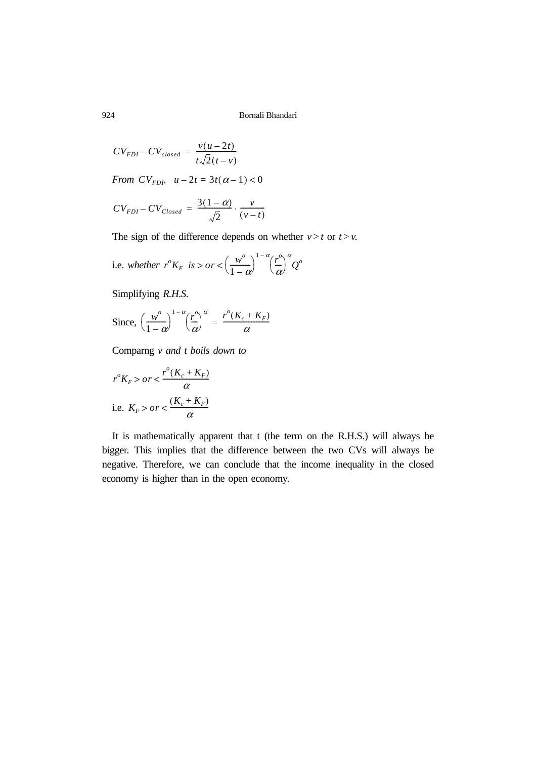$$CV_{FDI} - CV_{closed} = \frac{v(u - 2t)}{t\sqrt{2}(t - v)}$$

*From* $CV_{FDI}$, $u - 2t = 3t(\alpha - 1) < 0$

$$CV_{FDI} - CV_{Closed} = \frac{3(1 - \alpha)}{\sqrt{2}} \cdot \frac{v}{(v - t)}$$

The sign of the difference depends on whether $v > t$ or $t > v$.

i.e. *whether* $r^o K_F$ *is* $> or < \left(\frac{w^o}{1 - \alpha}\right)^{1-\alpha} \left(\frac{r^o}{\alpha}\right)^{\alpha} Q^o$

Simplifying *R.H.S.*

Since, $\left(\frac{w^o}{1 - \alpha}\right)^{1-\alpha} \left(\frac{r^o}{\alpha}\right)^{\alpha} = \frac{r^o(K_c + K_F)}{\alpha}$

Comparng *v and t boils down to*

$$r^o K_F > or < \frac{r^o(K_c + K_F)}{\alpha}$$

i.e. $K_F > or < \frac{(K_c + K_F)}{\alpha}$

It is mathematically apparent that t (the term on the R.H.S.) will always be bigger. This implies that the difference between the two CVs will always be negative. Therefore, we can conclude that the income inequality in the closed economy is higher than in the open economy.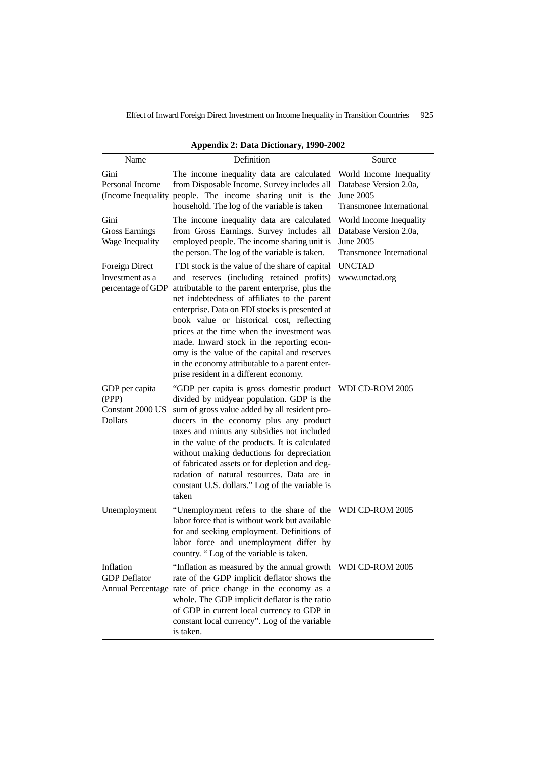**Appendix 2: Data Dictionary, 1990-2002**

| Name | Definition | Source |
|---|---|---|
| Gini Personal Income (Income Inequality | The income inequality data are calculated from Disposable Income. Survey includes all people. The income sharing unit is the household. The log of the variable is taken | World Income Inequality Database Version 2.0a, June 2005 Transmonee International |
| Gini Gross Earnings Wage Inequality | The income inequality data are calculated from Gross Earnings. Survey includes all employed people. The income sharing unit is the person. The log of the variable is taken. | World Income Inequality Database Version 2.0a, June 2005 Transmonee International |
| Foreign Direct Investment as a percentage of GDP | FDI stock is the value of the share of capital and reserves (including retained profits) attributable to the parent enterprise, plus the net indebtedness of affiliates to the parent enterprise. Data on FDI stocks is presented at book value or historical cost, reflecting prices at the time when the investment was made. Inward stock in the reporting economy is the value of the capital and reserves in the economy attributable to a parent enterprise resident in a different economy. | UNCTAD www.unctad.org |
| GDP per capita (PPP) Constant 2000 US Dollars | "GDP per capita is gross domestic product divided by midyear population. GDP is the sum of gross value added by all resident producers in the economy plus any product taxes and minus any subsidies not included in the value of the products. It is calculated without making deductions for depreciation of fabricated assets or for depletion and degradation of natural resources. Data are in constant U.S. dollars." Log of the variable is taken | WDI CD-ROM 2005 |
| Unemployment | "Unemployment refers to the share of the labor force that is without work but available for and seeking employment. Definitions of labor force and unemployment differ by country. " Log of the variable is taken. | WDI CD-ROM 2005 |
| Inflation GDP Deflator Annual Percentage | "Inflation as measured by the annual growth rate of the GDP implicit deflator shows the rate of price change in the economy as a whole. The GDP implicit deflator is the ratio of GDP in current local currency to GDP in constant local currency". Log of the variable is taken. | WDI CD-ROM 2005 |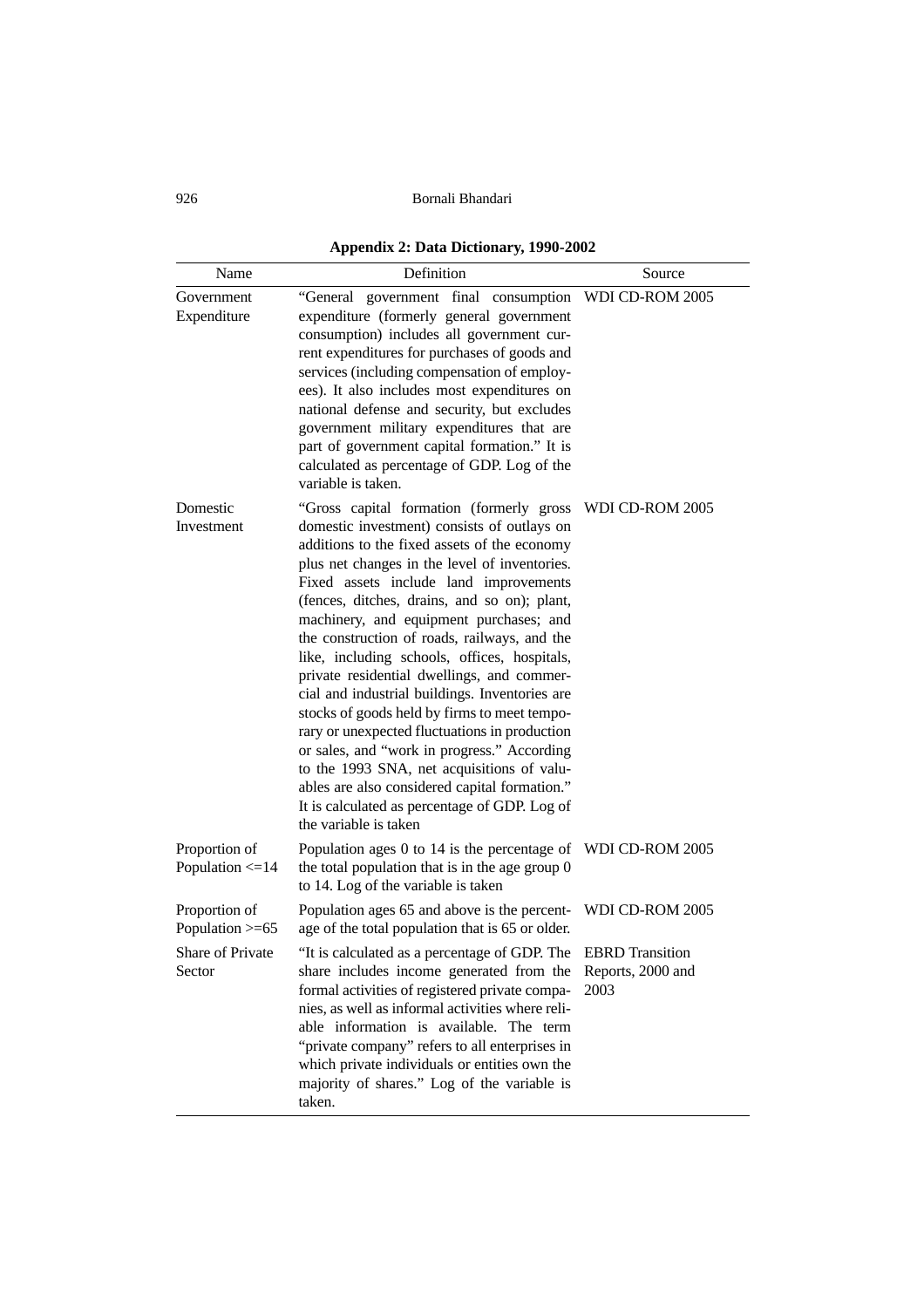**Appendix 2: Data Dictionary, 1990-2002**

| Name | Definition | Source |
|---|---|---|
| Government Expenditure | "General government final consumption expenditure (formerly general government consumption) includes all government current expenditures for purchases of goods and services (including compensation of employees). It also includes most expenditures on national defense and security, but excludes government military expenditures that are part of government capital formation." It is calculated as percentage of GDP. Log of the variable is taken. | WDI CD-ROM 2005 |
| Domestic Investment | "Gross capital formation (formerly gross domestic investment) consists of outlays on additions to the fixed assets of the economy plus net changes in the level of inventories. Fixed assets include land improvements (fences, ditches, drains, and so on); plant, machinery, and equipment purchases; and the construction of roads, railways, and the like, including schools, offices, hospitals, private residential dwellings, and commercial and industrial buildings. Inventories are stocks of goods held by firms to meet temporary or unexpected fluctuations in production or sales, and "work in progress." According to the 1993 SNA, net acquisitions of valuables are also considered capital formation." It is calculated as percentage of GDP. Log of the variable is taken | WDI CD-ROM 2005 |
| Proportion of Population <=14 | Population ages 0 to 14 is the percentage of the total population that is in the age group 0 to 14. Log of the variable is taken | WDI CD-ROM 2005 |
| Proportion of Population >=65 | Population ages 65 and above is the percentage of the total population that is 65 or older. | WDI CD-ROM 2005 |
| Share of Private Sector | "It is calculated as a percentage of GDP. The share includes income generated from the formal activities of registered private companies, as well as informal activities where reliable information is available. The term "private company" refers to all enterprises in which private individuals or entities own the majority of shares." Log of the variable is taken. | EBRD Transition Reports, 2000 and 2003 |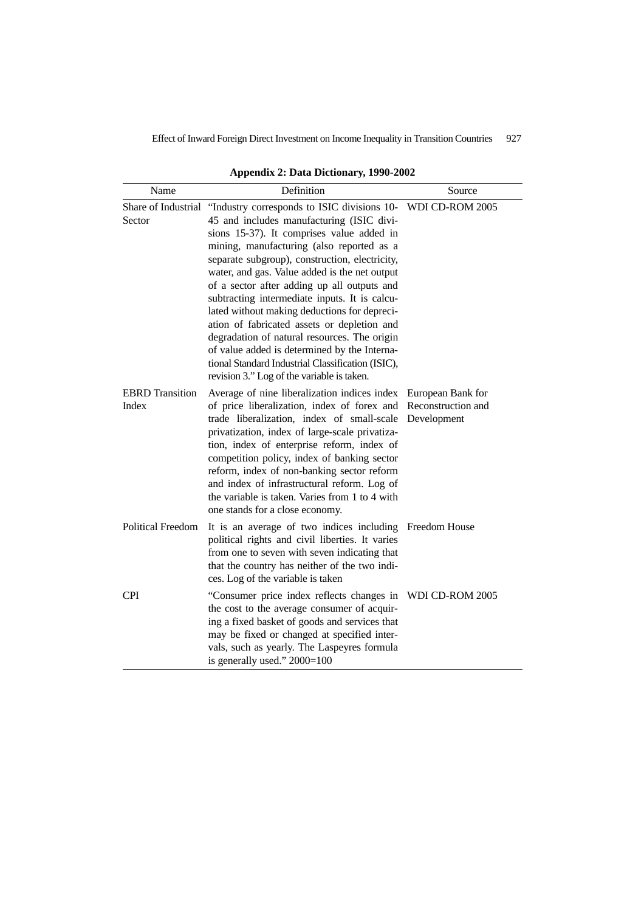**Appendix 2: Data Dictionary, 1990-2002**

| Name | Definition | Source |
|---|---|---|
| Share of Industrial Sector | "Industry corresponds to ISIC divisions 10-45 and includes manufacturing (ISIC divisions 15-37). It comprises value added in mining, manufacturing (also reported as a separate subgroup), construction, electricity, water, and gas. Value added is the net output of a sector after adding up all outputs and subtracting intermediate inputs. It is calculated without making deductions for depreciation of fabricated assets or depletion and degradation of natural resources. The origin of value added is determined by the International Standard Industrial Classification (ISIC), revision 3." Log of the variable is taken. | WDI CD-ROM 2005 |
| EBRD Transition Index | Average of nine liberalization indices index of price liberalization, index of forex and trade liberalization, index of small-scale privatization, index of large-scale privatization, index of enterprise reform, index of competition policy, index of banking sector reform, index of non-banking sector reform and index of infrastructural reform. Log of the variable is taken. Varies from 1 to 4 with one stands for a close economy. | European Bank for Reconstruction and Development |
| Political Freedom | It is an average of two indices including political rights and civil liberties. It varies from one to seven with seven indicating that that the country has neither of the two indices. Log of the variable is taken | Freedom House |
| CPI | "Consumer price index reflects changes in the cost to the average consumer of acquiring a fixed basket of goods and services that may be fixed or changed at specified intervals, such as yearly. The Laspeyres formula is generally used." 2000=100 | WDI CD-ROM 2005 |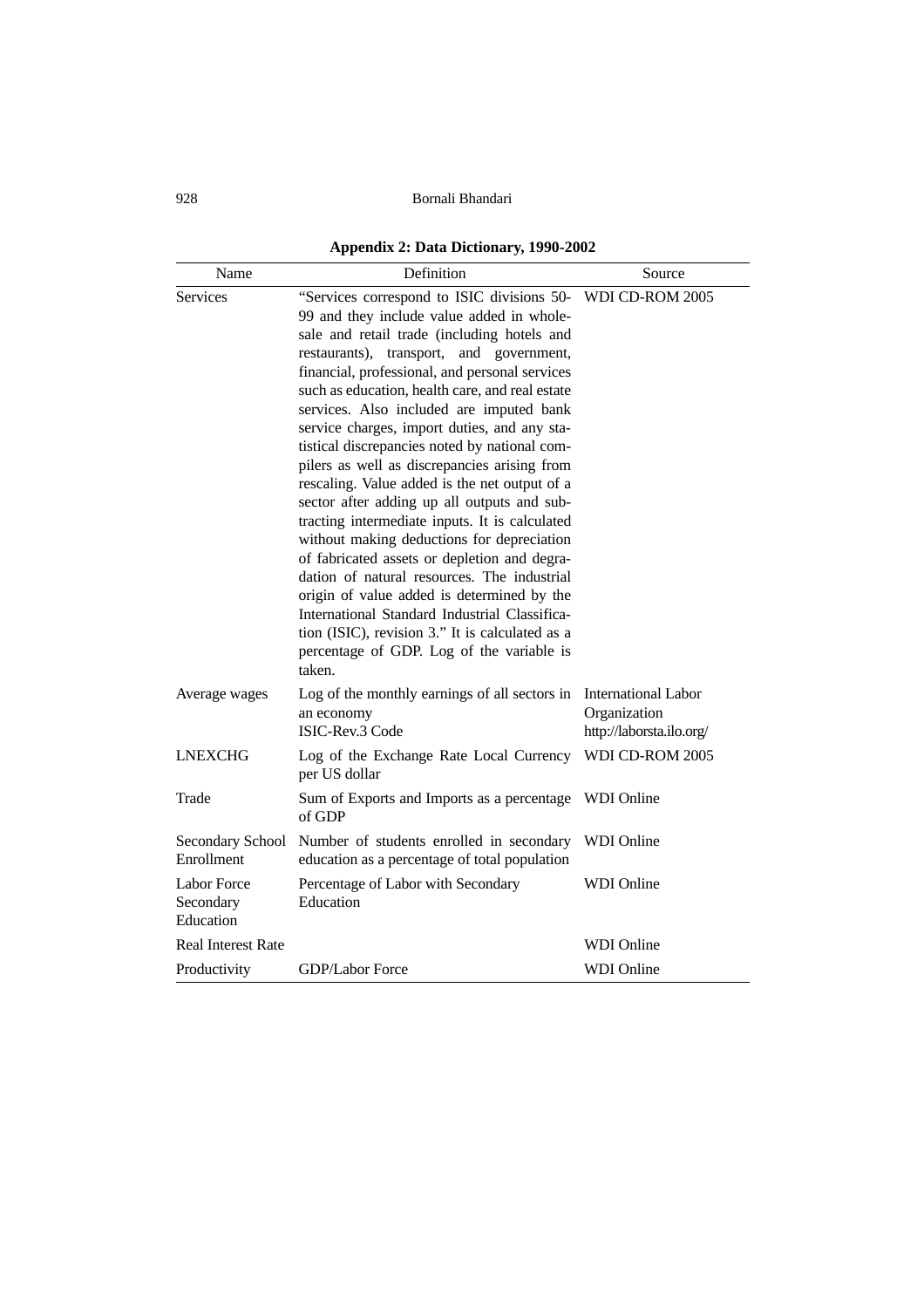**Appendix 2: Data Dictionary, 1990-2002**

| Name | Definition | Source |
|---|---|---|
| Services | "Services correspond to ISIC divisions 50-99 and they include value added in wholesale and retail trade (including hotels and restaurants), transport, and government, financial, professional, and personal services such as education, health care, and real estate services. Also included are imputed bank service charges, import duties, and any statistical discrepancies noted by national compilers as well as discrepancies arising from rescaling. Value added is the net output of a sector after adding up all outputs and subtracting intermediate inputs. It is calculated without making deductions for depreciation of fabricated assets or depletion and degradation of natural resources. The industrial origin of value added is determined by the International Standard Industrial Classification (ISIC), revision 3." It is calculated as a percentage of GDP. Log of the variable is taken. | WDI CD-ROM 2005 |
| Average wages | Log of the monthly earnings of all sectors in an economy ISIC-Rev.3 Code | International Labor Organization http://laborsta.ilo.org/ |
| LNEXCHG | Log of the Exchange Rate Local Currency per US dollar | WDI CD-ROM 2005 |
| Trade | Sum of Exports and Imports as a percentage of GDP | WDI Online |
| Secondary School Enrollment | Number of students enrolled in secondary education as a percentage of total population | WDI Online |
| Labor Force Secondary Education | Percentage of Labor with Secondary Education | WDI Online |
| Real Interest Rate | | WDI Online |
| Productivity | GDP/Labor Force | WDI Online |